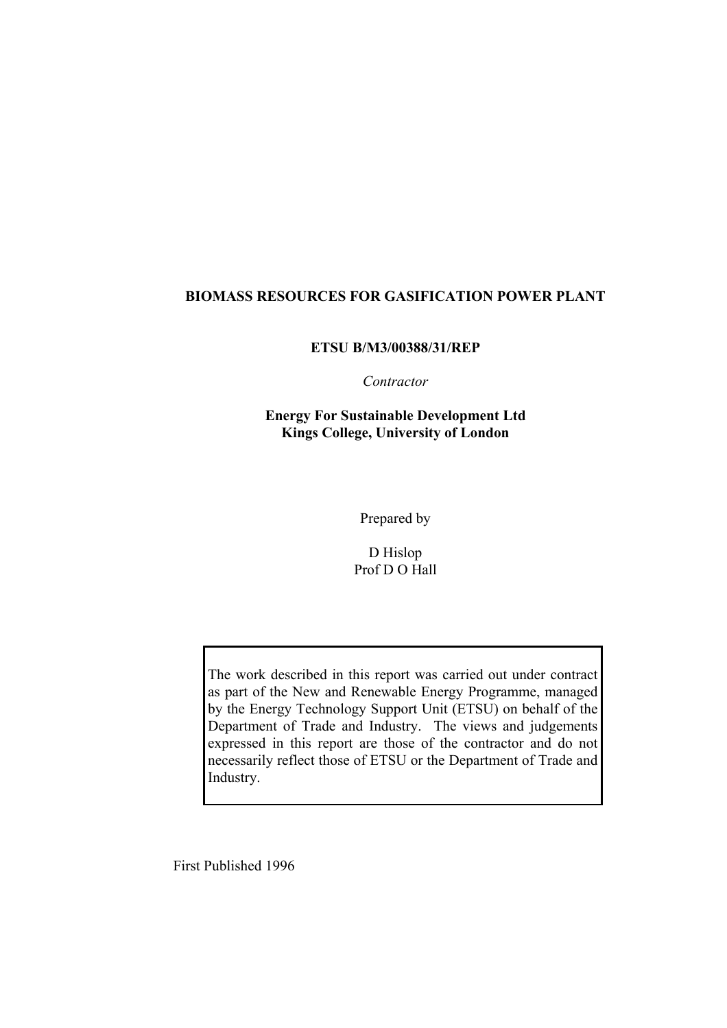# BIOMASS RESOURCES FOR GASIFICATION POWER PLANT

**ETSU B/M3/00388/31/REP**

*Contractor*

**Energy For Sustainable Development Ltd**
**Kings College, University of London**

Prepared by

D Hislop
Prof D O Hall

The work described in this report was carried out under contract as part of the New and Renewable Energy Programme, managed by the Energy Technology Support Unit (ETSU) on behalf of the Department of Trade and Industry. The views and judgements expressed in this report are those of the contractor and do not necessarily reflect those of ETSU or the Department of Trade and Industry.

First Published 1996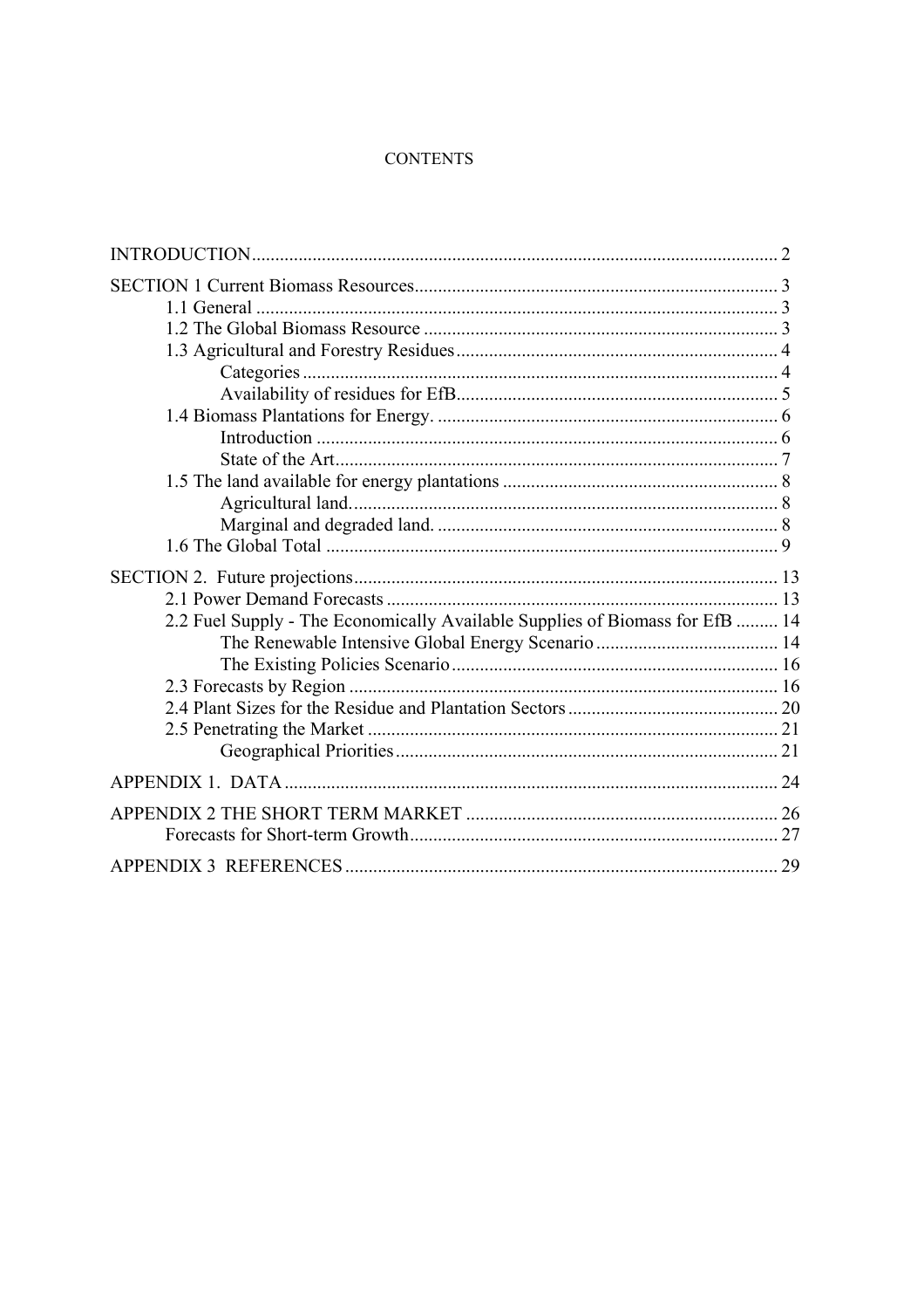# CONTENTS

- INTRODUCTION ... 2
- SECTION 1 Current Biomass Resources ... 3
  - 1.1 General ... 3
  - 1.2 The Global Biomass Resource ... 3
  - 1.3 Agricultural and Forestry Residues ... 4
    - Categories ... 4
    - Availability of residues for EfB ... 5
  - 1.4 Biomass Plantations for Energy. ... 6
    - Introduction ... 6
    - State of the Art ... 7
  - 1.5 The land available for energy plantations ... 8
    - Agricultural land. ... 8
    - Marginal and degraded land. ... 8
  - 1.6 The Global Total ... 9
- SECTION 2. Future projections ... 13
  - 2.1 Power Demand Forecasts ... 13
  - 2.2 Fuel Supply - The Economically Available Supplies of Biomass for EfB ... 14
    - The Renewable Intensive Global Energy Scenario ... 14
    - The Existing Policies Scenario ... 16
  - 2.3 Forecasts by Region ... 16
  - 2.4 Plant Sizes for the Residue and Plantation Sectors ... 20
  - 2.5 Penetrating the Market ... 21
    - Geographical Priorities ... 21
- APPENDIX 1. DATA ... 24
- APPENDIX 2 THE SHORT TERM MARKET ... 26
  - Forecasts for Short-term Growth ... 27
- APPENDIX 3 REFERENCES ... 29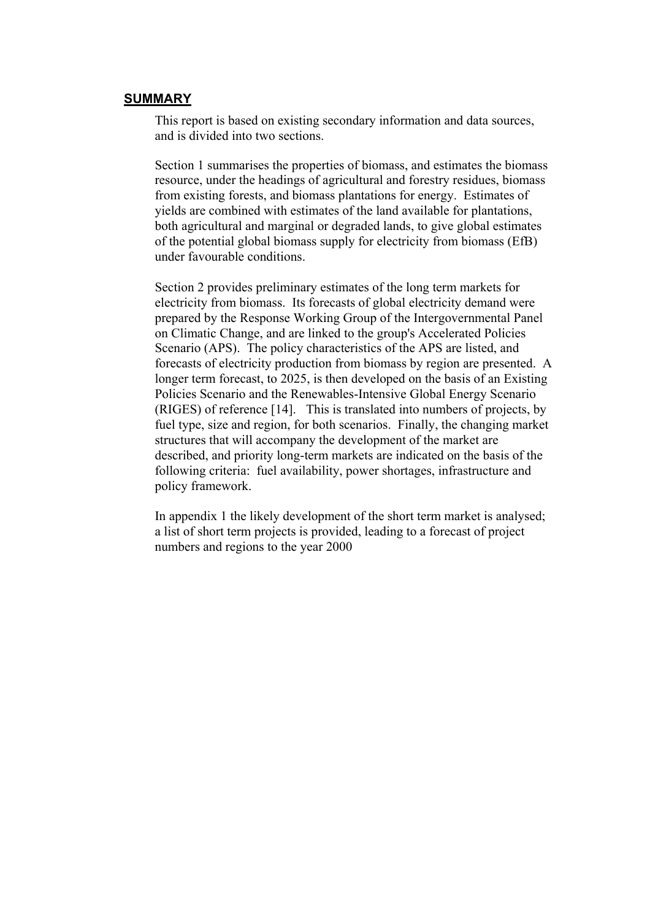## SUMMARY

This report is based on existing secondary information and data sources, and is divided into two sections.

Section 1 summarises the properties of biomass, and estimates the biomass resource, under the headings of agricultural and forestry residues, biomass from existing forests, and biomass plantations for energy. Estimates of yields are combined with estimates of the land available for plantations, both agricultural and marginal or degraded lands, to give global estimates of the potential global biomass supply for electricity from biomass (EfB) under favourable conditions.

Section 2 provides preliminary estimates of the long term markets for electricity from biomass. Its forecasts of global electricity demand were prepared by the Response Working Group of the Intergovernmental Panel on Climatic Change, and are linked to the group's Accelerated Policies Scenario (APS). The policy characteristics of the APS are listed, and forecasts of electricity production from biomass by region are presented. A longer term forecast, to 2025, is then developed on the basis of an Existing Policies Scenario and the Renewables-Intensive Global Energy Scenario (RIGES) of reference [14]. This is translated into numbers of projects, by fuel type, size and region, for both scenarios. Finally, the changing market structures that will accompany the development of the market are described, and priority long-term markets are indicated on the basis of the following criteria: fuel availability, power shortages, infrastructure and policy framework.

In appendix 1 the likely development of the short term market is analysed; a list of short term projects is provided, leading to a forecast of project numbers and regions to the year 2000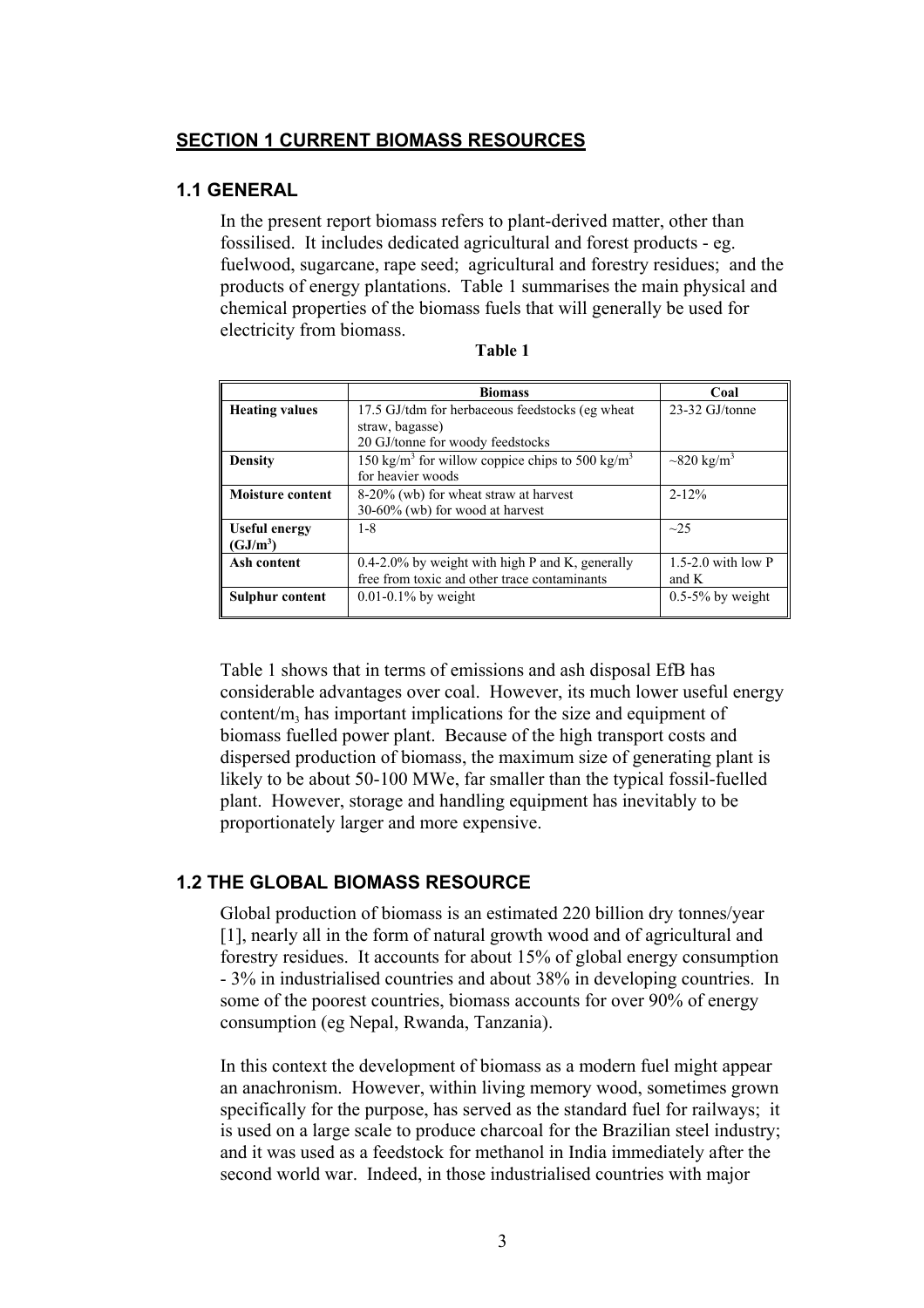## SECTION 1 CURRENT BIOMASS RESOURCES

### 1.1 GENERAL

In the present report biomass refers to plant-derived matter, other than fossilised. It includes dedicated agricultural and forest products - eg. fuelwood, sugarcane, rape seed; agricultural and forestry residues; and the products of energy plantations. Table 1 summarises the main physical and chemical properties of the biomass fuels that will generally be used for electricity from biomass.

**Table 1**

| | Biomass | Coal |
|---|---|---|
| **Heating values** | 17.5 GJ/tdm for herbaceous feedstocks (eg wheat straw, bagasse)<br>20 GJ/tonne for woody feedstocks | 23-32 GJ/tonne |
| **Density** | 150 $kg/m^3$ for willow coppice chips to 500 $kg/m^3$ for heavier woods | ~820 $kg/m^3$ |
| **Moisture content** | 8-20% (wb) for wheat straw at harvest<br>30-60% (wb) for wood at harvest | 2-12% |
| **Useful energy ($GJ/m^3$)** | 1-8 | ~25 |
| **Ash content** | 0.4-2.0% by weight with high P and K, generally free from toxic and other trace contaminants | 1.5-2.0 with low P and K |
| **Sulphur content** | 0.01-0.1% by weight | 0.5-5% by weight |

Table 1 shows that in terms of emissions and ash disposal EfB has considerable advantages over coal. However, its much lower useful energy content/$m_3$ has important implications for the size and equipment of biomass fuelled power plant. Because of the high transport costs and dispersed production of biomass, the maximum size of generating plant is likely to be about 50-100 MWe, far smaller than the typical fossil-fuelled plant. However, storage and handling equipment has inevitably to be proportionately larger and more expensive.

### 1.2 THE GLOBAL BIOMASS RESOURCE

Global production of biomass is an estimated 220 billion dry tonnes/year [1], nearly all in the form of natural growth wood and of agricultural and forestry residues. It accounts for about 15% of global energy consumption - 3% in industrialised countries and about 38% in developing countries. In some of the poorest countries, biomass accounts for over 90% of energy consumption (eg Nepal, Rwanda, Tanzania).

In this context the development of biomass as a modern fuel might appear an anachronism. However, within living memory wood, sometimes grown specifically for the purpose, has served as the standard fuel for railways; it is used on a large scale to produce charcoal for the Brazilian steel industry; and it was used as a feedstock for methanol in India immediately after the second world war. Indeed, in those industrialised countries with major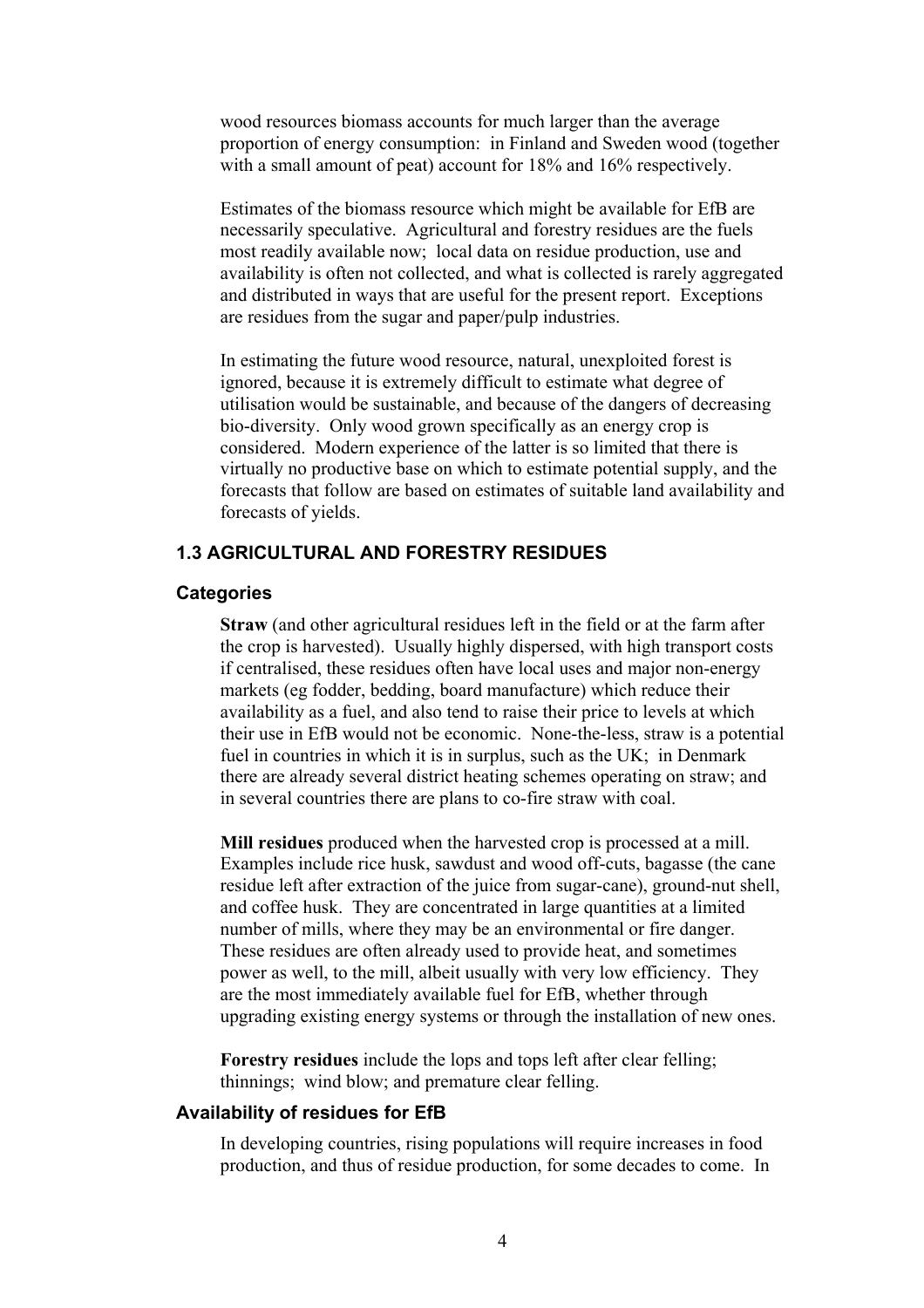wood resources biomass accounts for much larger than the average proportion of energy consumption: in Finland and Sweden wood (together with a small amount of peat) account for 18% and 16% respectively.

Estimates of the biomass resource which might be available for EfB are necessarily speculative. Agricultural and forestry residues are the fuels most readily available now; local data on residue production, use and availability is often not collected, and what is collected is rarely aggregated and distributed in ways that are useful for the present report. Exceptions are residues from the sugar and paper/pulp industries.

In estimating the future wood resource, natural, unexploited forest is ignored, because it is extremely difficult to estimate what degree of utilisation would be sustainable, and because of the dangers of decreasing bio-diversity. Only wood grown specifically as an energy crop is considered. Modern experience of the latter is so limited that there is virtually no productive base on which to estimate potential supply, and the forecasts that follow are based on estimates of suitable land availability and forecasts of yields.

## 1.3 AGRICULTURAL AND FORESTRY RESIDUES

### Categories

**Straw** (and other agricultural residues left in the field or at the farm after the crop is harvested). Usually highly dispersed, with high transport costs if centralised, these residues often have local uses and major non-energy markets (eg fodder, bedding, board manufacture) which reduce their availability as a fuel, and also tend to raise their price to levels at which their use in EfB would not be economic. None-the-less, straw is a potential fuel in countries in which it is in surplus, such as the UK; in Denmark there are already several district heating schemes operating on straw; and in several countries there are plans to co-fire straw with coal.

**Mill residues** produced when the harvested crop is processed at a mill. Examples include rice husk, sawdust and wood off-cuts, bagasse (the cane residue left after extraction of the juice from sugar-cane), ground-nut shell, and coffee husk. They are concentrated in large quantities at a limited number of mills, where they may be an environmental or fire danger. These residues are often already used to provide heat, and sometimes power as well, to the mill, albeit usually with very low efficiency. They are the most immediately available fuel for EfB, whether through upgrading existing energy systems or through the installation of new ones.

**Forestry residues** include the lops and tops left after clear felling; thinnings; wind blow; and premature clear felling.

### Availability of residues for EfB

In developing countries, rising populations will require increases in food production, and thus of residue production, for some decades to come. In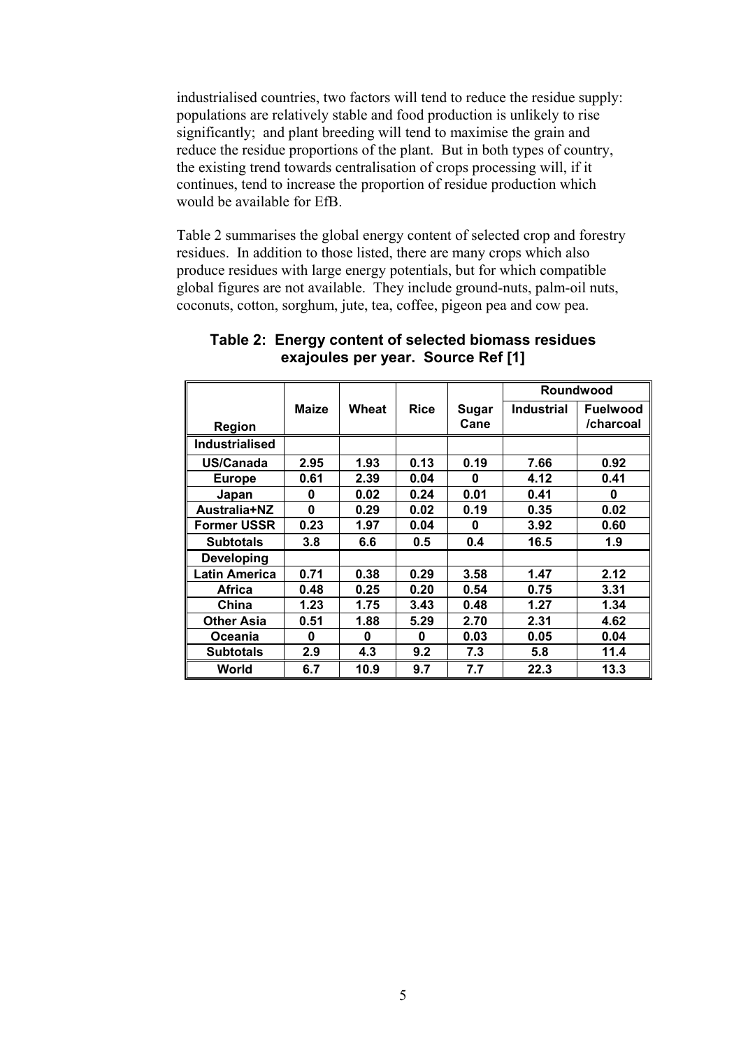industrialised countries, two factors will tend to reduce the residue supply: populations are relatively stable and food production is unlikely to rise significantly; and plant breeding will tend to maximise the grain and reduce the residue proportions of the plant. But in both types of country, the existing trend towards centralisation of crops processing will, if it continues, tend to increase the proportion of residue production which would be available for EfB.

Table 2 summarises the global energy content of selected crop and forestry residues. In addition to those listed, there are many crops which also produce residues with large energy potentials, but for which compatible global figures are not available. They include ground-nuts, palm-oil nuts, coconuts, cotton, sorghum, jute, tea, coffee, pigeon pea and cow pea.

**Table 2: Energy content of selected biomass residues exajoules per year. Source Ref [1]**

| | | | | | Roundwood | |
|---|---|---|---|---|---|---|
| **Region** | **Maize** | **Wheat** | **Rice** | **Sugar Cane** | **Industrial** | **Fuelwood /charcoal** |
| **Industrialised** | | | | | | |
| **US/Canada** | **2.95** | **1.93** | **0.13** | **0.19** | **7.66** | **0.92** |
| **Europe** | **0.61** | **2.39** | **0.04** | **0** | **4.12** | **0.41** |
| **Japan** | **0** | **0.02** | **0.24** | **0.01** | **0.41** | **0** |
| **Australia+NZ** | **0** | **0.29** | **0.02** | **0.19** | **0.35** | **0.02** |
| **Former USSR** | **0.23** | **1.97** | **0.04** | **0** | **3.92** | **0.60** |
| **Subtotals** | **3.8** | **6.6** | **0.5** | **0.4** | **16.5** | **1.9** |
| **Developing** | | | | | | |
| **Latin America** | **0.71** | **0.38** | **0.29** | **3.58** | **1.47** | **2.12** |
| **Africa** | **0.48** | **0.25** | **0.20** | **0.54** | **0.75** | **3.31** |
| **China** | **1.23** | **1.75** | **3.43** | **0.48** | **1.27** | **1.34** |
| **Other Asia** | **0.51** | **1.88** | **5.29** | **2.70** | **2.31** | **4.62** |
| **Oceania** | **0** | **0** | **0** | **0.03** | **0.05** | **0.04** |
| **Subtotals** | **2.9** | **4.3** | **9.2** | **7.3** | **5.8** | **11.4** |
| **World** | **6.7** | **10.9** | **9.7** | **7.7** | **22.3** | **13.3** |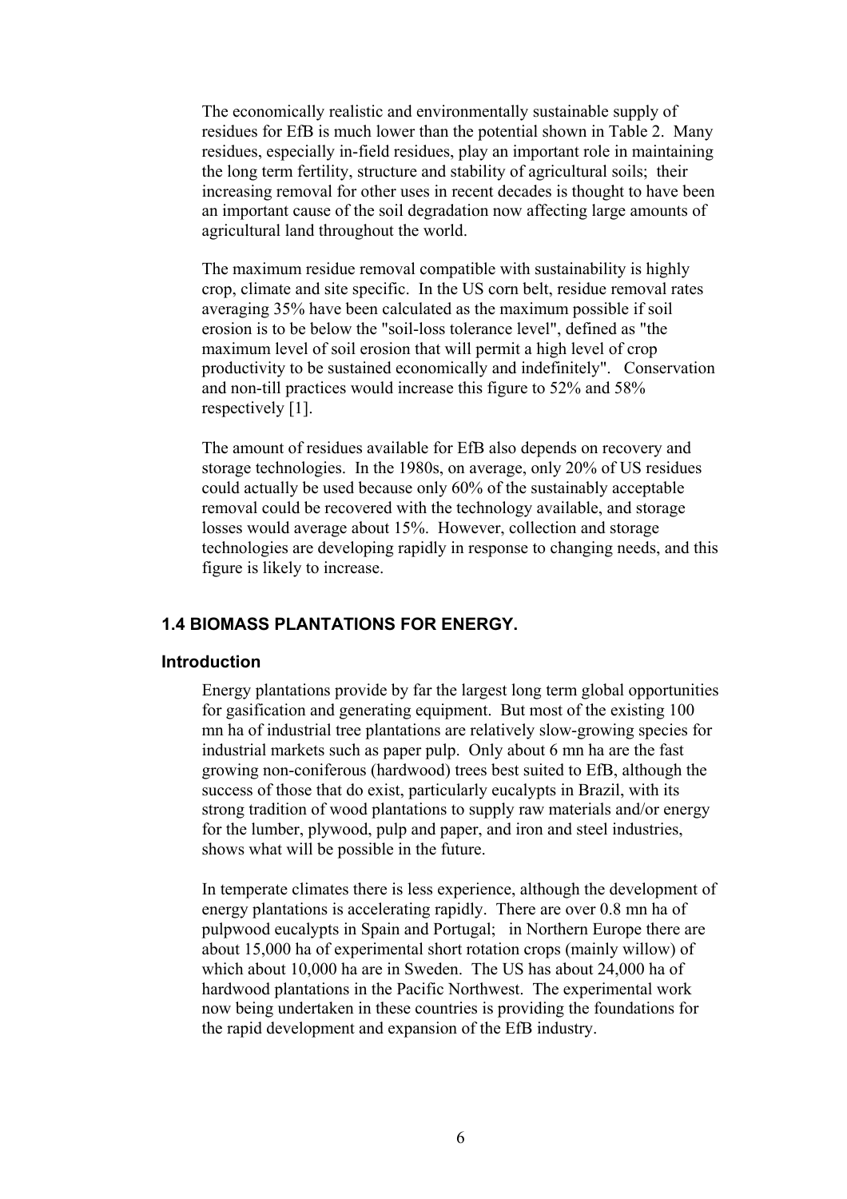The economically realistic and environmentally sustainable supply of residues for EfB is much lower than the potential shown in Table 2. Many residues, especially in-field residues, play an important role in maintaining the long term fertility, structure and stability of agricultural soils; their increasing removal for other uses in recent decades is thought to have been an important cause of the soil degradation now affecting large amounts of agricultural land throughout the world.

The maximum residue removal compatible with sustainability is highly crop, climate and site specific. In the US corn belt, residue removal rates averaging 35% have been calculated as the maximum possible if soil erosion is to be below the "soil-loss tolerance level", defined as "the maximum level of soil erosion that will permit a high level of crop productivity to be sustained economically and indefinitely". Conservation and non-till practices would increase this figure to 52% and 58% respectively [1].

The amount of residues available for EfB also depends on recovery and storage technologies. In the 1980s, on average, only 20% of US residues could actually be used because only 60% of the sustainably acceptable removal could be recovered with the technology available, and storage losses would average about 15%. However, collection and storage technologies are developing rapidly in response to changing needs, and this figure is likely to increase.

## 1.4 BIOMASS PLANTATIONS FOR ENERGY.

### Introduction

Energy plantations provide by far the largest long term global opportunities for gasification and generating equipment. But most of the existing 100 mn ha of industrial tree plantations are relatively slow-growing species for industrial markets such as paper pulp. Only about 6 mn ha are the fast growing non-coniferous (hardwood) trees best suited to EfB, although the success of those that do exist, particularly eucalypts in Brazil, with its strong tradition of wood plantations to supply raw materials and/or energy for the lumber, plywood, pulp and paper, and iron and steel industries, shows what will be possible in the future.

In temperate climates there is less experience, although the development of energy plantations is accelerating rapidly. There are over 0.8 mn ha of pulpwood eucalypts in Spain and Portugal; in Northern Europe there are about 15,000 ha of experimental short rotation crops (mainly willow) of which about 10,000 ha are in Sweden. The US has about 24,000 ha of hardwood plantations in the Pacific Northwest. The experimental work now being undertaken in these countries is providing the foundations for the rapid development and expansion of the EfB industry.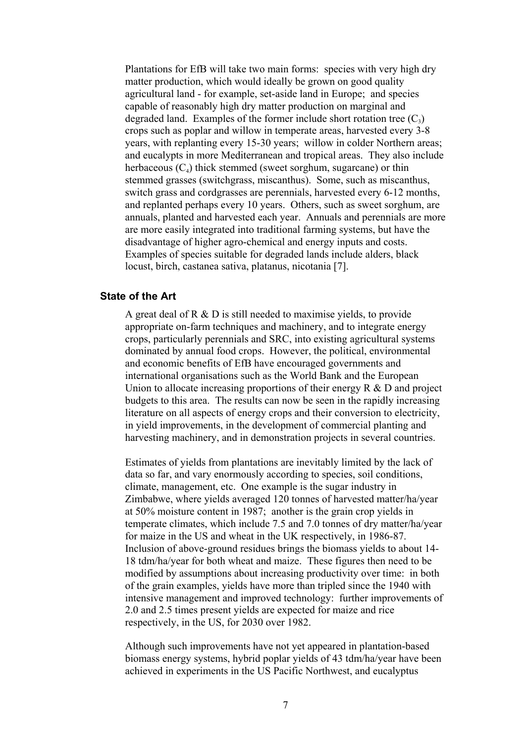Plantations for EfB will take two main forms: species with very high dry matter production, which would ideally be grown on good quality agricultural land - for example, set-aside land in Europe; and species capable of reasonably high dry matter production on marginal and degraded land. Examples of the former include short rotation tree ($C_3$) crops such as poplar and willow in temperate areas, harvested every 3-8 years, with replanting every 15-30 years; willow in colder Northern areas; and eucalypts in more Mediterranean and tropical areas. They also include herbaceous ($C_4$) thick stemmed (sweet sorghum, sugarcane) or thin stemmed grasses (switchgrass, miscanthus). Some, such as miscanthus, switch grass and cordgrasses are perennials, harvested every 6-12 months, and replanted perhaps every 10 years. Others, such as sweet sorghum, are annuals, planted and harvested each year. Annuals and perennials are more are more easily integrated into traditional farming systems, but have the disadvantage of higher agro-chemical and energy inputs and costs. Examples of species suitable for degraded lands include alders, black locust, birch, castanea sativa, platanus, nicotania [7].

### State of the Art

A great deal of R & D is still needed to maximise yields, to provide appropriate on-farm techniques and machinery, and to integrate energy crops, particularly perennials and SRC, into existing agricultural systems dominated by annual food crops. However, the political, environmental and economic benefits of EfB have encouraged governments and international organisations such as the World Bank and the European Union to allocate increasing proportions of their energy R & D and project budgets to this area. The results can now be seen in the rapidly increasing literature on all aspects of energy crops and their conversion to electricity, in yield improvements, in the development of commercial planting and harvesting machinery, and in demonstration projects in several countries.

Estimates of yields from plantations are inevitably limited by the lack of data so far, and vary enormously according to species, soil conditions, climate, management, etc. One example is the sugar industry in Zimbabwe, where yields averaged 120 tonnes of harvested matter/ha/year at 50% moisture content in 1987; another is the grain crop yields in temperate climates, which include 7.5 and 7.0 tonnes of dry matter/ha/year for maize in the US and wheat in the UK respectively, in 1986-87. Inclusion of above-ground residues brings the biomass yields to about 14-18 tdm/ha/year for both wheat and maize. These figures then need to be modified by assumptions about increasing productivity over time: in both of the grain examples, yields have more than tripled since the 1940 with intensive management and improved technology: further improvements of 2.0 and 2.5 times present yields are expected for maize and rice respectively, in the US, for 2030 over 1982.

Although such improvements have not yet appeared in plantation-based biomass energy systems, hybrid poplar yields of 43 tdm/ha/year have been achieved in experiments in the US Pacific Northwest, and eucalyptus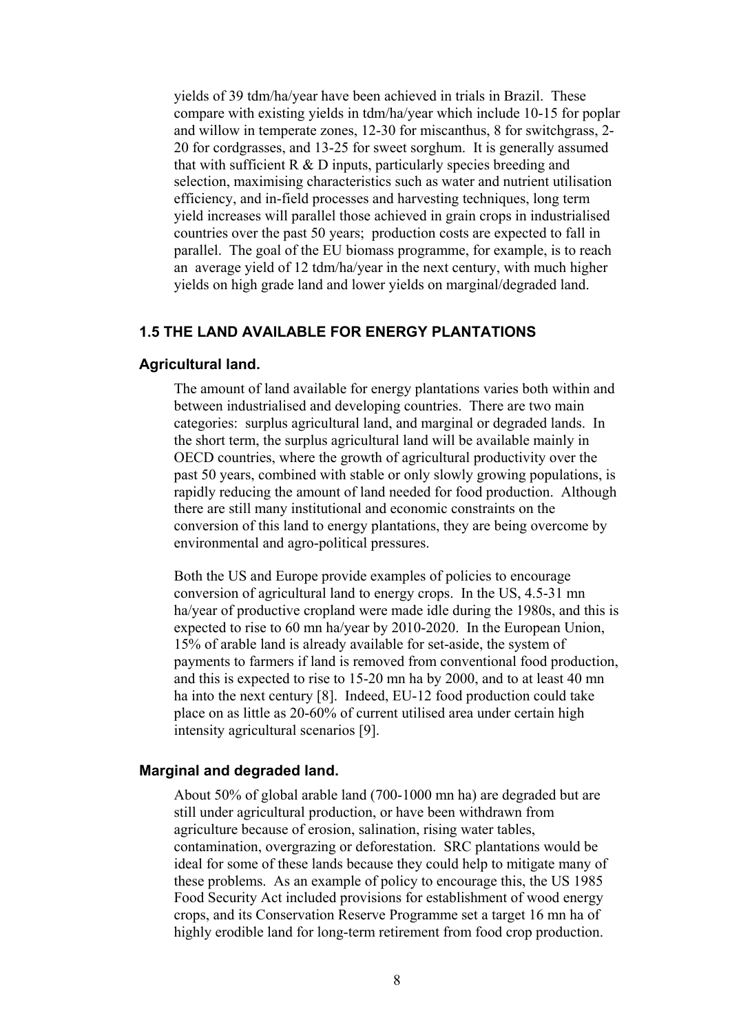yields of 39 tdm/ha/year have been achieved in trials in Brazil. These compare with existing yields in tdm/ha/year which include 10-15 for poplar and willow in temperate zones, 12-30 for miscanthus, 8 for switchgrass, 2-20 for cordgrasses, and 13-25 for sweet sorghum. It is generally assumed that with sufficient R & D inputs, particularly species breeding and selection, maximising characteristics such as water and nutrient utilisation efficiency, and in-field processes and harvesting techniques, long term yield increases will parallel those achieved in grain crops in industrialised countries over the past 50 years; production costs are expected to fall in parallel. The goal of the EU biomass programme, for example, is to reach an average yield of 12 tdm/ha/year in the next century, with much higher yields on high grade land and lower yields on marginal/degraded land.

## 1.5 THE LAND AVAILABLE FOR ENERGY PLANTATIONS

### Agricultural land.

The amount of land available for energy plantations varies both within and between industrialised and developing countries. There are two main categories: surplus agricultural land, and marginal or degraded lands. In the short term, the surplus agricultural land will be available mainly in OECD countries, where the growth of agricultural productivity over the past 50 years, combined with stable or only slowly growing populations, is rapidly reducing the amount of land needed for food production. Although there are still many institutional and economic constraints on the conversion of this land to energy plantations, they are being overcome by environmental and agro-political pressures.

Both the US and Europe provide examples of policies to encourage conversion of agricultural land to energy crops. In the US, 4.5-31 mn ha/year of productive cropland were made idle during the 1980s, and this is expected to rise to 60 mn ha/year by 2010-2020. In the European Union, 15% of arable land is already available for set-aside, the system of payments to farmers if land is removed from conventional food production, and this is expected to rise to 15-20 mn ha by 2000, and to at least 40 mn ha into the next century [8]. Indeed, EU-12 food production could take place on as little as 20-60% of current utilised area under certain high intensity agricultural scenarios [9].

### Marginal and degraded land.

About 50% of global arable land (700-1000 mn ha) are degraded but are still under agricultural production, or have been withdrawn from agriculture because of erosion, salination, rising water tables, contamination, overgrazing or deforestation. SRC plantations would be ideal for some of these lands because they could help to mitigate many of these problems. As an example of policy to encourage this, the US 1985 Food Security Act included provisions for establishment of wood energy crops, and its Conservation Reserve Programme set a target 16 mn ha of highly erodible land for long-term retirement from food crop production.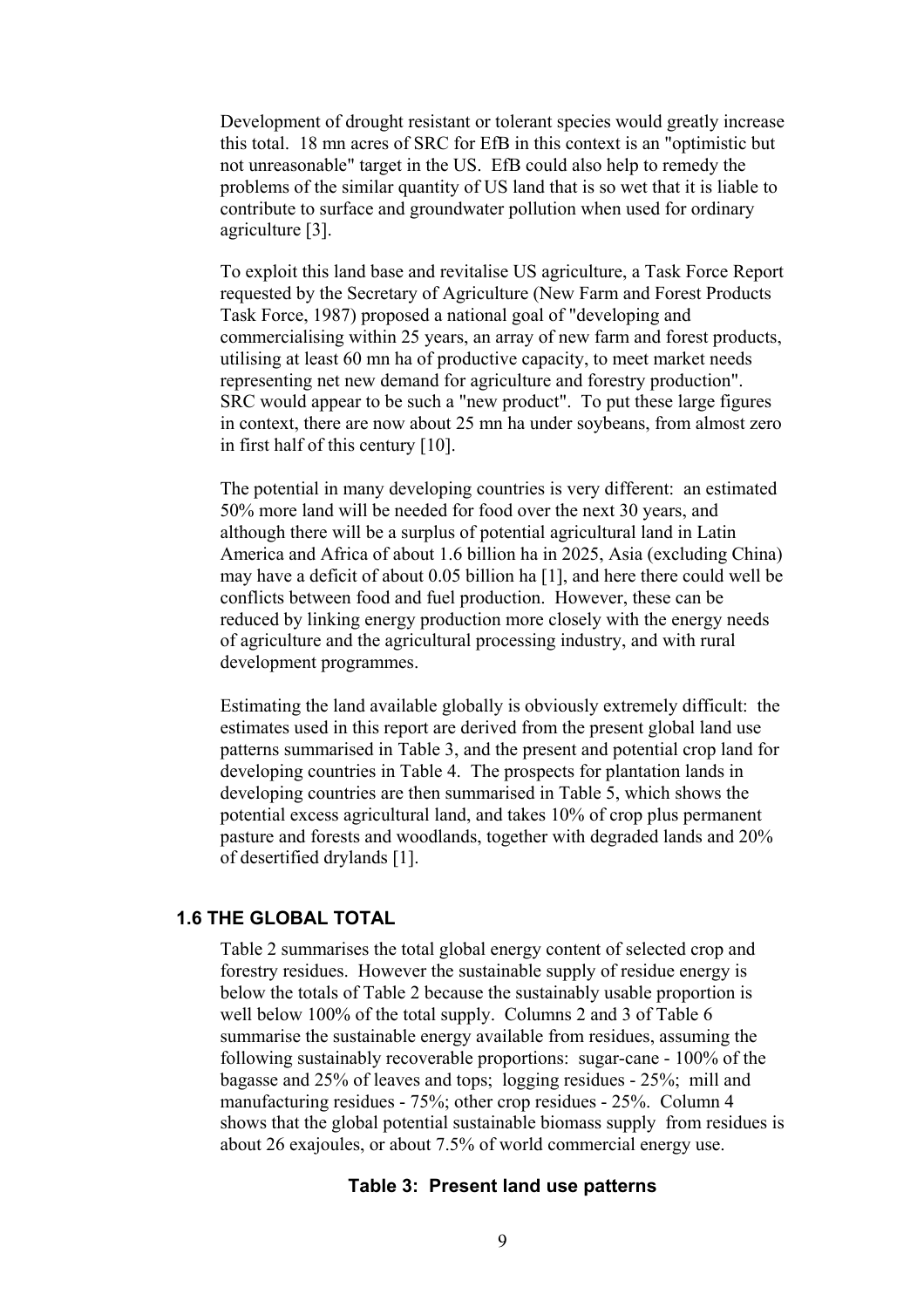Development of drought resistant or tolerant species would greatly increase this total. 18 mn acres of SRC for EfB in this context is an "optimistic but not unreasonable" target in the US. EfB could also help to remedy the problems of the similar quantity of US land that is so wet that it is liable to contribute to surface and groundwater pollution when used for ordinary agriculture [3].

To exploit this land base and revitalise US agriculture, a Task Force Report requested by the Secretary of Agriculture (New Farm and Forest Products Task Force, 1987) proposed a national goal of "developing and commercialising within 25 years, an array of new farm and forest products, utilising at least 60 mn ha of productive capacity, to meet market needs representing net new demand for agriculture and forestry production". SRC would appear to be such a "new product". To put these large figures in context, there are now about 25 mn ha under soybeans, from almost zero in first half of this century [10].

The potential in many developing countries is very different: an estimated 50% more land will be needed for food over the next 30 years, and although there will be a surplus of potential agricultural land in Latin America and Africa of about 1.6 billion ha in 2025, Asia (excluding China) may have a deficit of about 0.05 billion ha [1], and here there could well be conflicts between food and fuel production. However, these can be reduced by linking energy production more closely with the energy needs of agriculture and the agricultural processing industry, and with rural development programmes.

Estimating the land available globally is obviously extremely difficult: the estimates used in this report are derived from the present global land use patterns summarised in Table 3, and the present and potential crop land for developing countries in Table 4. The prospects for plantation lands in developing countries are then summarised in Table 5, which shows the potential excess agricultural land, and takes 10% of crop plus permanent pasture and forests and woodlands, together with degraded lands and 20% of desertified drylands [1].

### 1.6 THE GLOBAL TOTAL

Table 2 summarises the total global energy content of selected crop and forestry residues. However the sustainable supply of residue energy is below the totals of Table 2 because the sustainably usable proportion is well below 100% of the total supply. Columns 2 and 3 of Table 6 summarise the sustainable energy available from residues, assuming the following sustainably recoverable proportions: sugar-cane - 100% of the bagasse and 25% of leaves and tops; logging residues - 25%; mill and manufacturing residues - 75%; other crop residues - 25%. Column 4 shows that the global potential sustainable biomass supply from residues is about 26 exajoules, or about 7.5% of world commercial energy use.

**Table 3: Present land use patterns**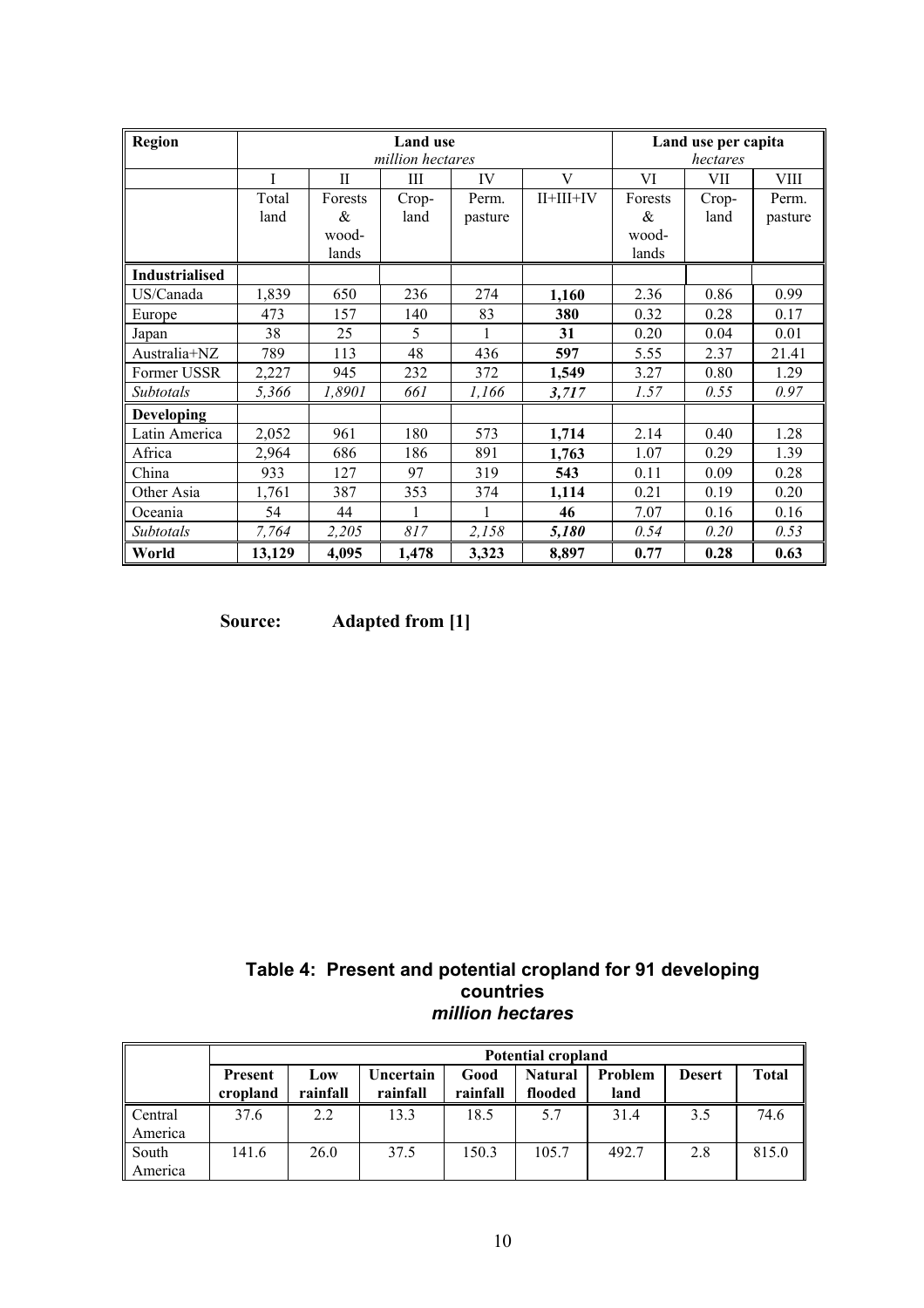| Region | Land use *million hectares* | | | | | Land use per capita *hectares* | | |
|---|---|---|---|---|---|---|---|---|
| | I | II | III | IV | V | VI | VII | VIII |
| | Total land | Forests & wood-lands | Crop-land | Perm. pasture | II+III+IV | Forests & wood-lands | Crop-land | Perm. pasture |
| **Industrialised** | | | | | | | | |
| US/Canada | 1,839 | 650 | 236 | 274 | **1,160** | 2.36 | 0.86 | 0.99 |
| Europe | 473 | 157 | 140 | 83 | **380** | 0.32 | 0.28 | 0.17 |
| Japan | 38 | 25 | 5 | 1 | **31** | 0.20 | 0.04 | 0.01 |
| Australia+NZ | 789 | 113 | 48 | 436 | **597** | 5.55 | 2.37 | 21.41 |
| Former USSR | 2,227 | 945 | 232 | 372 | **1,549** | 3.27 | 0.80 | 1.29 |
| *Subtotals* | *5,366* | *1,8901* | *661* | *1,166* | ***3,717*** | *1.57* | *0.55* | *0.97* |
| **Developing** | | | | | | | | |
| Latin America | 2,052 | 961 | 180 | 573 | **1,714** | 2.14 | 0.40 | 1.28 |
| Africa | 2,964 | 686 | 186 | 891 | **1,763** | 1.07 | 0.29 | 1.39 |
| China | 933 | 127 | 97 | 319 | **543** | 0.11 | 0.09 | 0.28 |
| Other Asia | 1,761 | 387 | 353 | 374 | **1,114** | 0.21 | 0.19 | 0.20 |
| Oceania | 54 | 44 | 1 | 1 | **46** | 7.07 | 0.16 | 0.16 |
| *Subtotals* | *7,764* | *2,205* | *817* | *2,158* | ***5,180*** | *0.54* | *0.20* | *0.53* |
| **World** | **13,129** | **4,095** | **1,478** | **3,323** | **8,897** | **0.77** | **0.28** | **0.63** |

**Source: Adapted from [1]**

### Table 4: Present and potential cropland for 91 developing countries
***million hectares***

| | Potential cropland | | | | | | | |
|---|---|---|---|---|---|---|---|---|
| | **Present cropland** | **Low rainfall** | **Uncertain rainfall** | **Good rainfall** | **Natural flooded** | **Problem land** | **Desert** | **Total** |
| Central America | 37.6 | 2.2 | 13.3 | 18.5 | 5.7 | 31.4 | 3.5 | 74.6 |
| South America | 141.6 | 26.0 | 37.5 | 150.3 | 105.7 | 492.7 | 2.8 | 815.0 |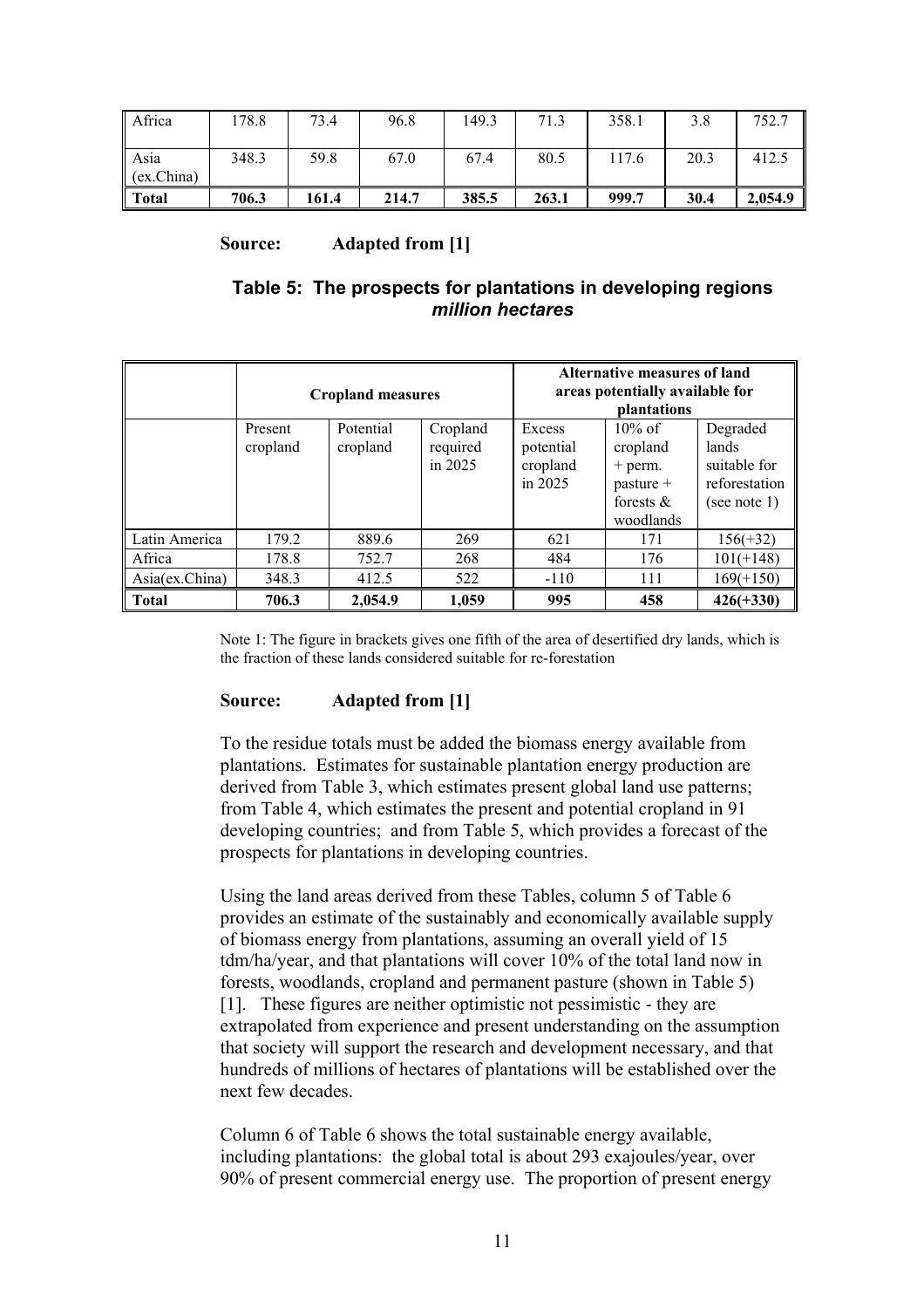| Africa | 178.8 | 73.4 | 96.8 | 149.3 | 71.3 | 358.1 | 3.8 | 752.7 |
|---|---|---|---|---|---|---|---|---|
| Asia (ex.China) | 348.3 | 59.8 | 67.0 | 67.4 | 80.5 | 117.6 | 20.3 | 412.5 |
| **Total** | **706.3** | **161.4** | **214.7** | **385.5** | **263.1** | **999.7** | **30.4** | **2,054.9** |

**Source: Adapted from [1]**

## Table 5: The prospects for plantations in developing regions *million hectares*

| | **Cropland measures** | | | **Alternative measures of land areas potentially available for plantations** | | |
|---|---|---|---|---|---|---|
| | Present cropland | Potential cropland | Cropland required in 2025 | Excess potential cropland in 2025 | 10% of cropland + perm. pasture + forests & woodlands | Degraded lands suitable for reforestation (see note 1) |
| Latin America | 179.2 | 889.6 | 269 | 621 | 171 | 156(+32) |
| Africa | 178.8 | 752.7 | 268 | 484 | 176 | 101(+148) |
| Asia(ex.China) | 348.3 | 412.5 | 522 | -110 | 111 | 169(+150) |
| **Total** | **706.3** | **2,054.9** | **1,059** | **995** | **458** | **426(+330)** |

Note 1: The figure in brackets gives one fifth of the area of desertified dry lands, which is the fraction of these lands considered suitable for re-forestation

**Source: Adapted from [1]**

To the residue totals must be added the biomass energy available from plantations. Estimates for sustainable plantation energy production are derived from Table 3, which estimates present global land use patterns; from Table 4, which estimates the present and potential cropland in 91 developing countries; and from Table 5, which provides a forecast of the prospects for plantations in developing countries.

Using the land areas derived from these Tables, column 5 of Table 6 provides an estimate of the sustainably and economically available supply of biomass energy from plantations, assuming an overall yield of 15 tdm/ha/year, and that plantations will cover 10% of the total land now in forests, woodlands, cropland and permanent pasture (shown in Table 5) [1]. These figures are neither optimistic not pessimistic - they are extrapolated from experience and present understanding on the assumption that society will support the research and development necessary, and that hundreds of millions of hectares of plantations will be established over the next few decades.

Column 6 of Table 6 shows the total sustainable energy available, including plantations: the global total is about 293 exajoules/year, over 90% of present commercial energy use. The proportion of present energy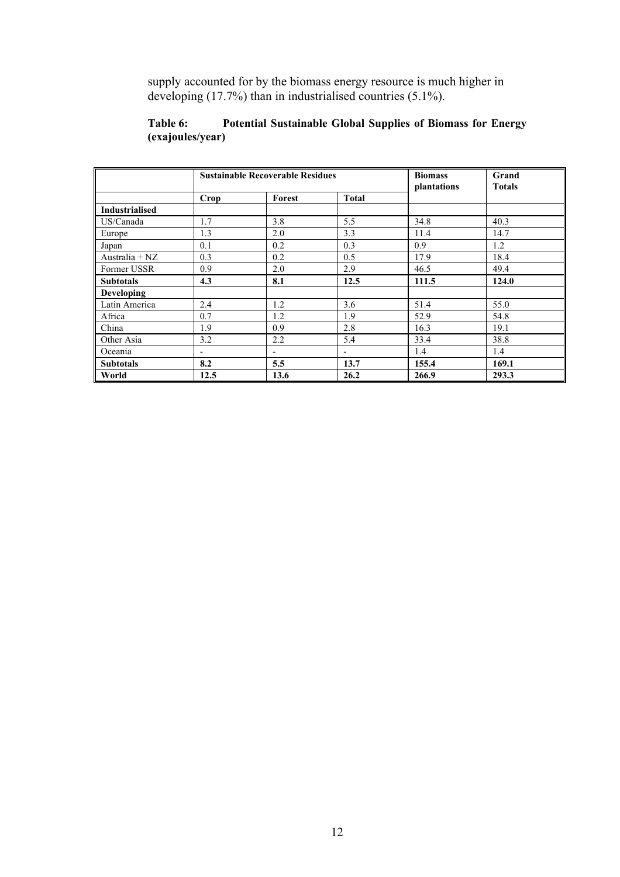supply accounted for by the biomass energy resource is much higher in developing (17.7%) than in industrialised countries (5.1%).

**Table 6: Potential Sustainable Global Supplies of Biomass for Energy (exajoules/year)**

| | Sustainable Recoverable Residues | | | Biomass plantations | Grand Totals |
|---|---|---|---|---|---|
| | Crop | Forest | Total | | |
| **Industrialised** | | | | | |
| US/Canada | 1.7 | 3.8 | 5.5 | 34.8 | 40.3 |
| Europe | 1.3 | 2.0 | 3.3 | 11.4 | 14.7 |
| Japan | 0.1 | 0.2 | 0.3 | 0.9 | 1.2 |
| Australia + NZ | 0.3 | 0.2 | 0.5 | 17.9 | 18.4 |
| Former USSR | 0.9 | 2.0 | 2.9 | 46.5 | 49.4 |
| **Subtotals** | **4.3** | **8.1** | **12.5** | **111.5** | **124.0** |
| **Developing** | | | | | |
| Latin America | 2.4 | 1.2 | 3.6 | 51.4 | 55.0 |
| Africa | 0.7 | 1.2 | 1.9 | 52.9 | 54.8 |
| China | 1.9 | 0.9 | 2.8 | 16.3 | 19.1 |
| Other Asia | 3.2 | 2.2 | 5.4 | 33.4 | 38.8 |
| Oceania | - | - | - | 1.4 | 1.4 |
| **Subtotals** | **8.2** | **5.5** | **13.7** | **155.4** | **169.1** |
| **World** | **12.5** | **13.6** | **26.2** | **266.9** | **293.3** |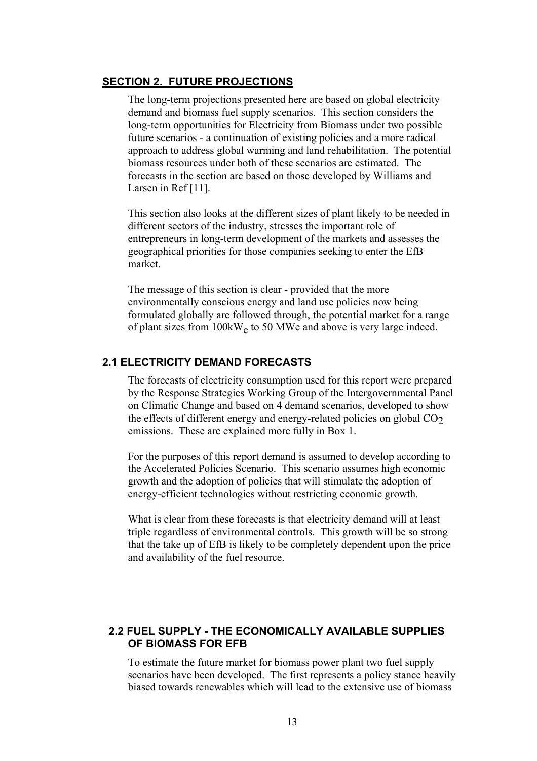## SECTION 2. FUTURE PROJECTIONS

The long-term projections presented here are based on global electricity demand and biomass fuel supply scenarios. This section considers the long-term opportunities for Electricity from Biomass under two possible future scenarios - a continuation of existing policies and a more radical approach to address global warming and land rehabilitation. The potential biomass resources under both of these scenarios are estimated. The forecasts in the section are based on those developed by Williams and Larsen in Ref [11].

This section also looks at the different sizes of plant likely to be needed in different sectors of the industry, stresses the important role of entrepreneurs in long-term development of the markets and assesses the geographical priorities for those companies seeking to enter the EfB market.

The message of this section is clear - provided that the more environmentally conscious energy and land use policies now being formulated globally are followed through, the potential market for a range of plant sizes from $100kW_e$ to 50 MWe and above is very large indeed.

### 2.1 ELECTRICITY DEMAND FORECASTS

The forecasts of electricity consumption used for this report were prepared by the Response Strategies Working Group of the Intergovernmental Panel on Climatic Change and based on 4 demand scenarios, developed to show the effects of different energy and energy-related policies on global $CO_2$ emissions. These are explained more fully in Box 1.

For the purposes of this report demand is assumed to develop according to the Accelerated Policies Scenario. This scenario assumes high economic growth and the adoption of policies that will stimulate the adoption of energy-efficient technologies without restricting economic growth.

What is clear from these forecasts is that electricity demand will at least triple regardless of environmental controls. This growth will be so strong that the take up of EfB is likely to be completely dependent upon the price and availability of the fuel resource.

### 2.2 FUEL SUPPLY - THE ECONOMICALLY AVAILABLE SUPPLIES OF BIOMASS FOR EFB

To estimate the future market for biomass power plant two fuel supply scenarios have been developed. The first represents a policy stance heavily biased towards renewables which will lead to the extensive use of biomass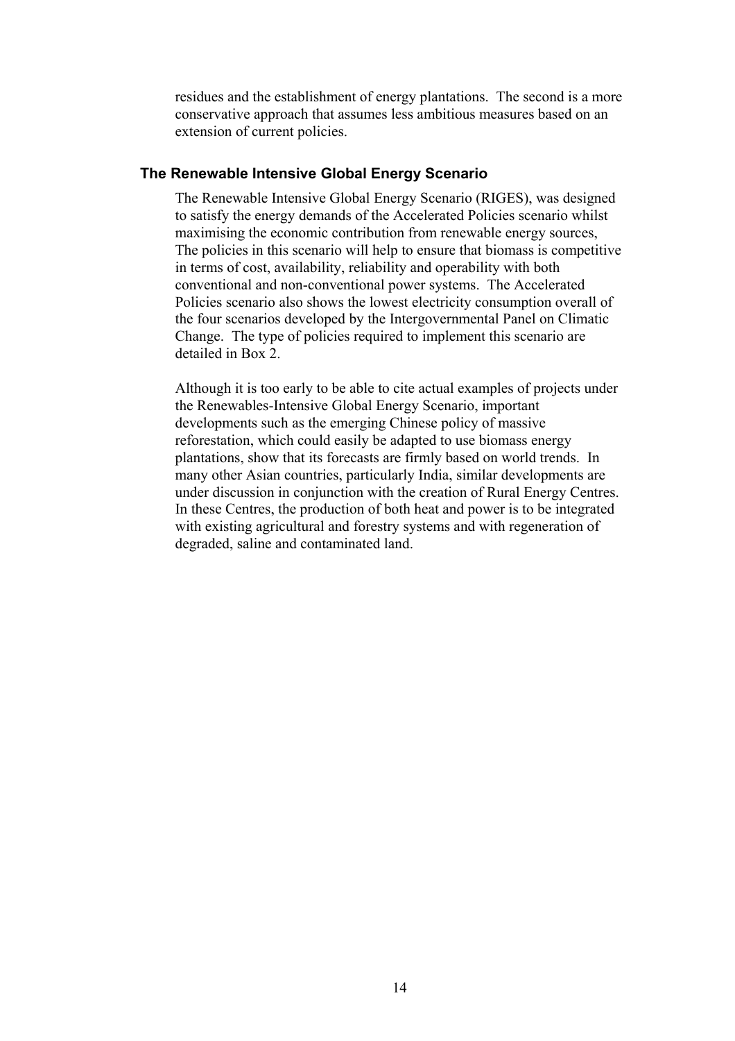residues and the establishment of energy plantations. The second is a more conservative approach that assumes less ambitious measures based on an extension of current policies.

### The Renewable Intensive Global Energy Scenario

The Renewable Intensive Global Energy Scenario (RIGES), was designed to satisfy the energy demands of the Accelerated Policies scenario whilst maximising the economic contribution from renewable energy sources, The policies in this scenario will help to ensure that biomass is competitive in terms of cost, availability, reliability and operability with both conventional and non-conventional power systems. The Accelerated Policies scenario also shows the lowest electricity consumption overall of the four scenarios developed by the Intergovernmental Panel on Climatic Change. The type of policies required to implement this scenario are detailed in Box 2.

Although it is too early to be able to cite actual examples of projects under the Renewables-Intensive Global Energy Scenario, important developments such as the emerging Chinese policy of massive reforestation, which could easily be adapted to use biomass energy plantations, show that its forecasts are firmly based on world trends. In many other Asian countries, particularly India, similar developments are under discussion in conjunction with the creation of Rural Energy Centres. In these Centres, the production of both heat and power is to be integrated with existing agricultural and forestry systems and with regeneration of degraded, saline and contaminated land.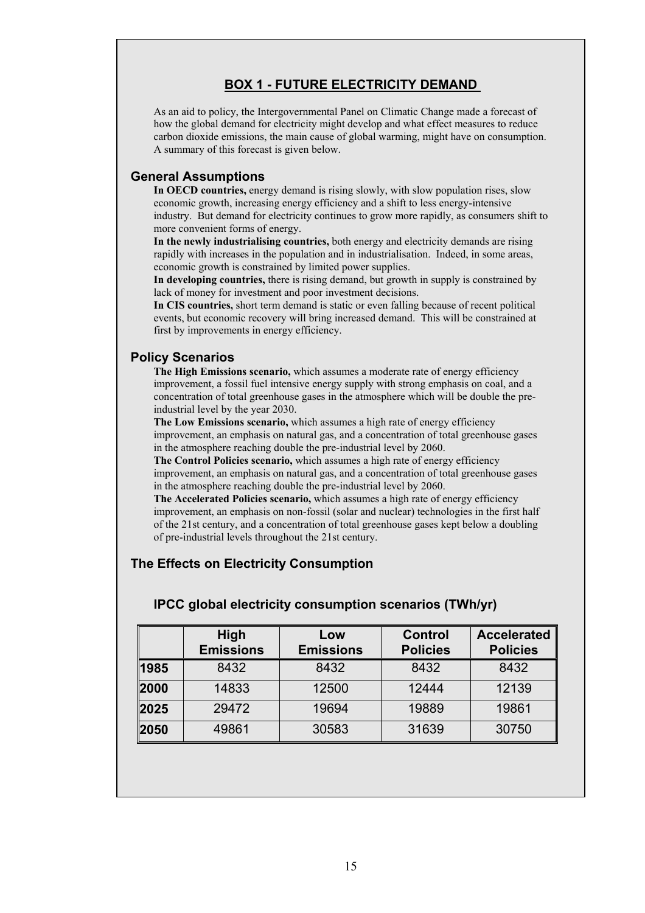## BOX 1 - FUTURE ELECTRICITY DEMAND

As an aid to policy, the Intergovernmental Panel on Climatic Change made a forecast of how the global demand for electricity might develop and what effect measures to reduce carbon dioxide emissions, the main cause of global warming, might have on consumption. A summary of this forecast is given below.

### General Assumptions

**In OECD countries,** energy demand is rising slowly, with slow population rises, slow economic growth, increasing energy efficiency and a shift to less energy-intensive industry. But demand for electricity continues to grow more rapidly, as consumers shift to more convenient forms of energy.

**In the newly industrialising countries,** both energy and electricity demands are rising rapidly with increases in the population and in industrialisation. Indeed, in some areas, economic growth is constrained by limited power supplies.

**In developing countries,** there is rising demand, but growth in supply is constrained by lack of money for investment and poor investment decisions.

**In CIS countries,** short term demand is static or even falling because of recent political events, but economic recovery will bring increased demand. This will be constrained at first by improvements in energy efficiency.

### Policy Scenarios

**The High Emissions scenario,** which assumes a moderate rate of energy efficiency improvement, a fossil fuel intensive energy supply with strong emphasis on coal, and a concentration of total greenhouse gases in the atmosphere which will be double the pre-industrial level by the year 2030.

**The Low Emissions scenario,** which assumes a high rate of energy efficiency improvement, an emphasis on natural gas, and a concentration of total greenhouse gases in the atmosphere reaching double the pre-industrial level by 2060.

**The Control Policies scenario,** which assumes a high rate of energy efficiency improvement, an emphasis on natural gas, and a concentration of total greenhouse gases in the atmosphere reaching double the pre-industrial level by 2060.

**The Accelerated Policies scenario,** which assumes a high rate of energy efficiency improvement, an emphasis on non-fossil (solar and nuclear) technologies in the first half of the 21st century, and a concentration of total greenhouse gases kept below a doubling of pre-industrial levels throughout the 21st century.

### The Effects on Electricity Consumption

**IPCC global electricity consumption scenarios (TWh/yr)**

| | High Emissions | Low Emissions | Control Policies | Accelerated Policies |
|---|---|---|---|---|
| **1985** | 8432 | 8432 | 8432 | 8432 |
| **2000** | 14833 | 12500 | 12444 | 12139 |
| **2025** | 29472 | 19694 | 19889 | 19861 |
| **2050** | 49861 | 30583 | 31639 | 30750 |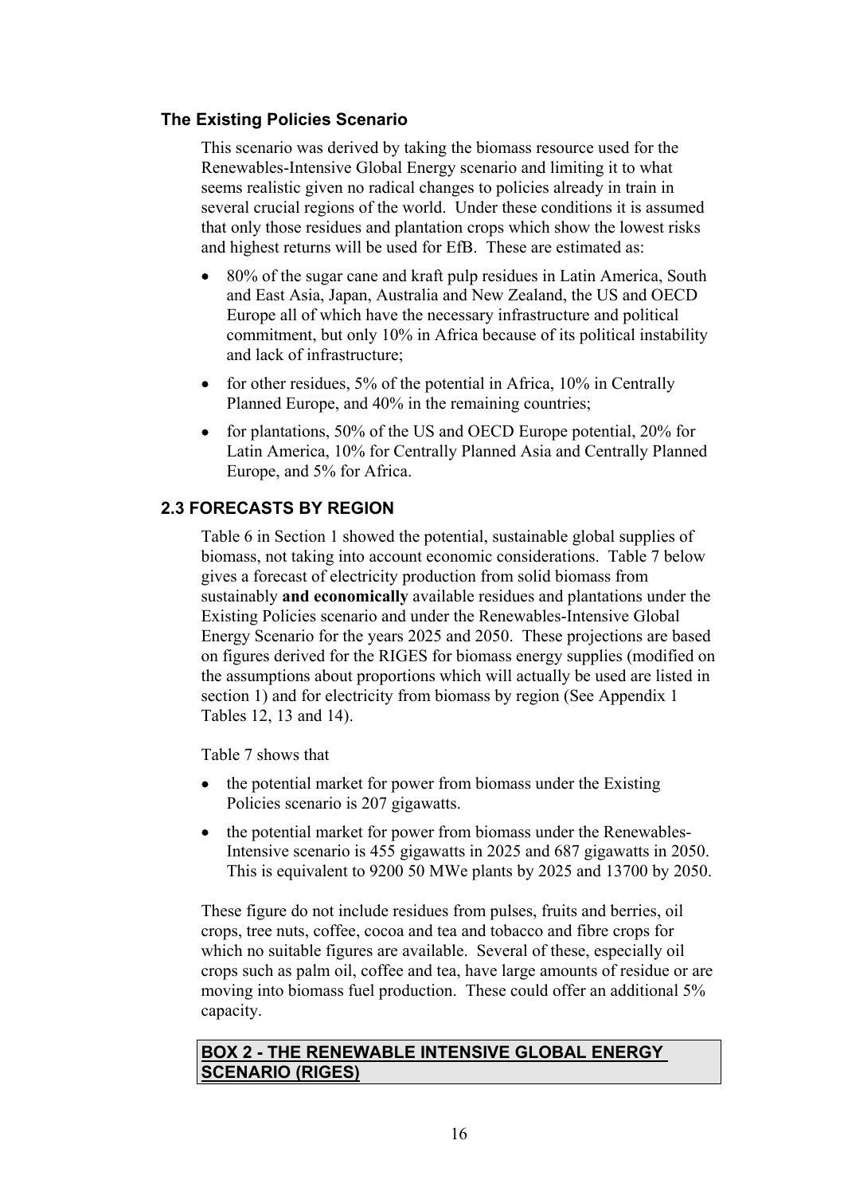### The Existing Policies Scenario

This scenario was derived by taking the biomass resource used for the Renewables-Intensive Global Energy scenario and limiting it to what seems realistic given no radical changes to policies already in train in several crucial regions of the world. Under these conditions it is assumed that only those residues and plantation crops which show the lowest risks and highest returns will be used for EfB. These are estimated as:

- 80% of the sugar cane and kraft pulp residues in Latin America, South and East Asia, Japan, Australia and New Zealand, the US and OECD Europe all of which have the necessary infrastructure and political commitment, but only 10% in Africa because of its political instability and lack of infrastructure;
- for other residues, 5% of the potential in Africa, 10% in Centrally Planned Europe, and 40% in the remaining countries;
- for plantations, 50% of the US and OECD Europe potential, 20% for Latin America, 10% for Centrally Planned Asia and Centrally Planned Europe, and 5% for Africa.

## 2.3 FORECASTS BY REGION

Table 6 in Section 1 showed the potential, sustainable global supplies of biomass, not taking into account economic considerations. Table 7 below gives a forecast of electricity production from solid biomass from sustainably **and economically** available residues and plantations under the Existing Policies scenario and under the Renewables-Intensive Global Energy Scenario for the years 2025 and 2050. These projections are based on figures derived for the RIGES for biomass energy supplies (modified on the assumptions about proportions which will actually be used are listed in section 1) and for electricity from biomass by region (See Appendix 1 Tables 12, 13 and 14).

Table 7 shows that

- the potential market for power from biomass under the Existing Policies scenario is 207 gigawatts.
- the potential market for power from biomass under the Renewables-Intensive scenario is 455 gigawatts in 2025 and 687 gigawatts in 2050. This is equivalent to 9200 50 MWe plants by 2025 and 13700 by 2050.

These figure do not include residues from pulses, fruits and berries, oil crops, tree nuts, coffee, cocoa and tea and tobacco and fibre crops for which no suitable figures are available. Several of these, especially oil crops such as palm oil, coffee and tea, have large amounts of residue or are moving into biomass fuel production. These could offer an additional 5% capacity.

**BOX 2 - THE RENEWABLE INTENSIVE GLOBAL ENERGY SCENARIO (RIGES)**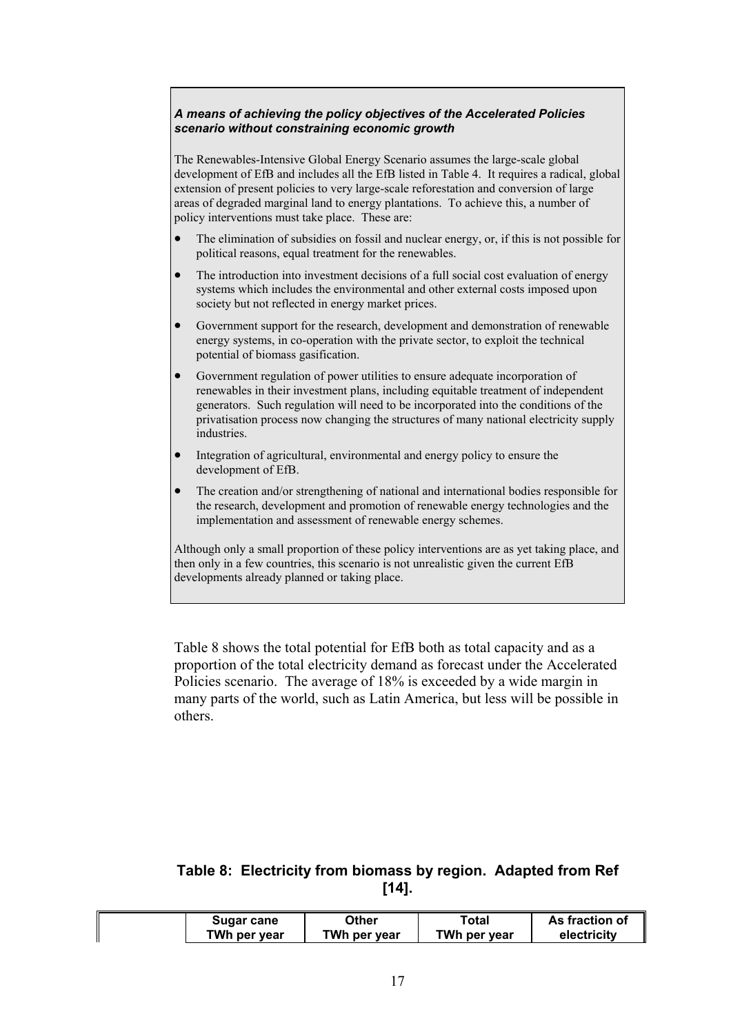***A means of achieving the policy objectives of the Accelerated Policies scenario without constraining economic growth***

The Renewables-Intensive Global Energy Scenario assumes the large-scale global development of EfB and includes all the EfB listed in Table 4. It requires a radical, global extension of present policies to very large-scale reforestation and conversion of large areas of degraded marginal land to energy plantations. To achieve this, a number of policy interventions must take place. These are:

- The elimination of subsidies on fossil and nuclear energy, or, if this is not possible for political reasons, equal treatment for the renewables.
- The introduction into investment decisions of a full social cost evaluation of energy systems which includes the environmental and other external costs imposed upon society but not reflected in energy market prices.
- Government support for the research, development and demonstration of renewable energy systems, in co-operation with the private sector, to exploit the technical potential of biomass gasification.
- Government regulation of power utilities to ensure adequate incorporation of renewables in their investment plans, including equitable treatment of independent generators. Such regulation will need to be incorporated into the conditions of the privatisation process now changing the structures of many national electricity supply industries.
- Integration of agricultural, environmental and energy policy to ensure the development of EfB.
- The creation and/or strengthening of national and international bodies responsible for the research, development and promotion of renewable energy technologies and the implementation and assessment of renewable energy schemes.

Although only a small proportion of these policy interventions are as yet taking place, and then only in a few countries, this scenario is not unrealistic given the current EfB developments already planned or taking place.

Table 8 shows the total potential for EfB both as total capacity and as a proportion of the total electricity demand as forecast under the Accelerated Policies scenario. The average of 18% is exceeded by a wide margin in many parts of the world, such as Latin America, but less will be possible in others.

**Table 8: Electricity from biomass by region. Adapted from Ref [14].**

| | Sugar cane TWh per year | Other TWh per year | Total TWh per year | As fraction of electricity |
|---|---|---|---|---|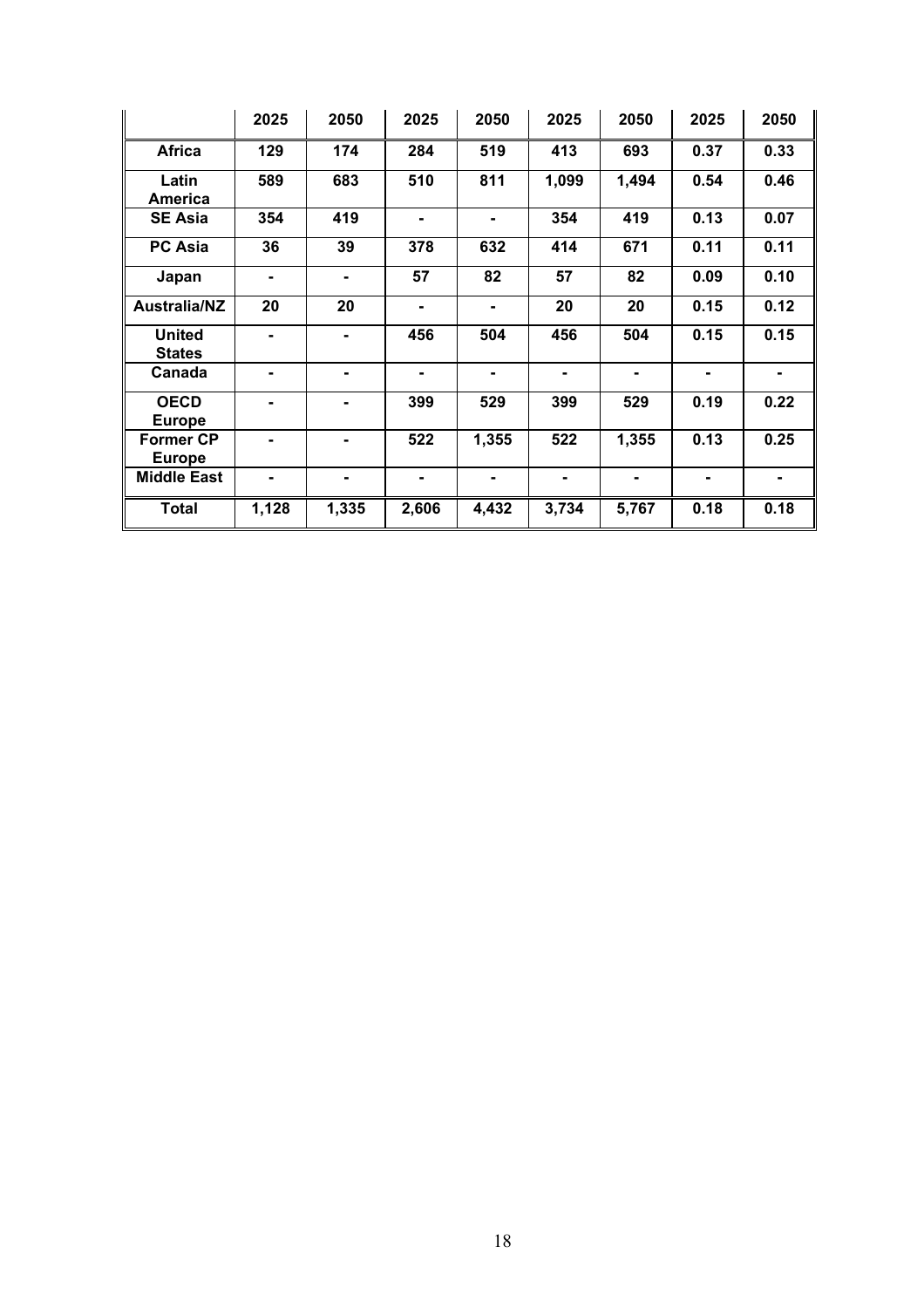| | 2025 | 2050 | 2025 | 2050 | 2025 | 2050 | 2025 | 2050 |
|---|---|---|---|---|---|---|---|---|
| **Africa** | **129** | **174** | **284** | **519** | **413** | **693** | **0.37** | **0.33** |
| **Latin America** | **589** | **683** | **510** | **811** | **1,099** | **1,494** | **0.54** | **0.46** |
| **SE Asia** | **354** | **419** | **-** | **-** | **354** | **419** | **0.13** | **0.07** |
| **PC Asia** | **36** | **39** | **378** | **632** | **414** | **671** | **0.11** | **0.11** |
| **Japan** | **-** | **-** | **57** | **82** | **57** | **82** | **0.09** | **0.10** |
| **Australia/NZ** | **20** | **20** | **-** | **-** | **20** | **20** | **0.15** | **0.12** |
| **United States** | **-** | **-** | **456** | **504** | **456** | **504** | **0.15** | **0.15** |
| **Canada** | **-** | **-** | **-** | **-** | **-** | **-** | **-** | **-** |
| **OECD Europe** | **-** | **-** | **399** | **529** | **399** | **529** | **0.19** | **0.22** |
| **Former CP Europe** | **-** | **-** | **522** | **1,355** | **522** | **1,355** | **0.13** | **0.25** |
| **Middle East** | **-** | **-** | **-** | **-** | **-** | **-** | **-** | **-** |
| **Total** | **1,128** | **1,335** | **2,606** | **4,432** | **3,734** | **5,767** | **0.18** | **0.18** |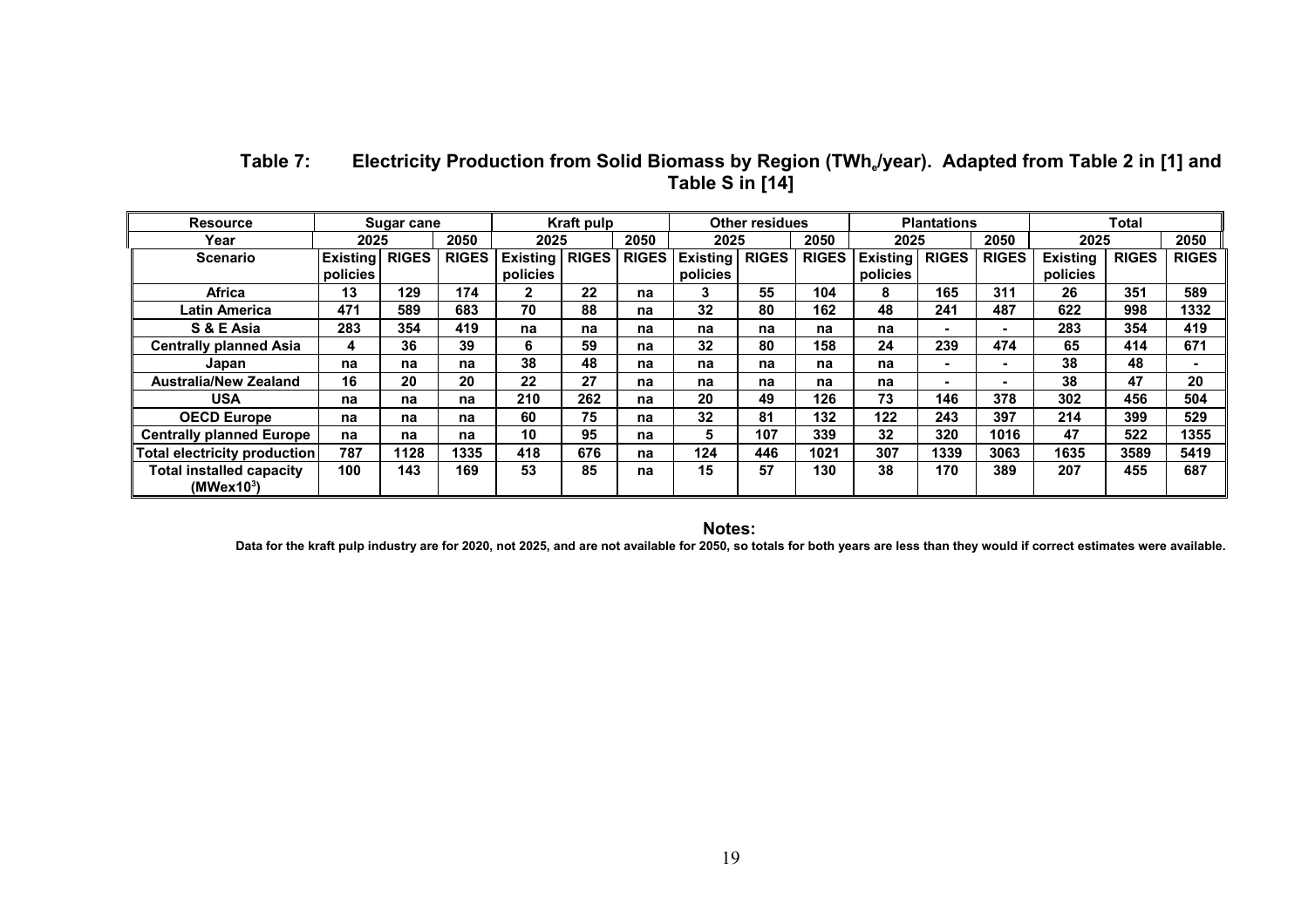**Table 7: Electricity Production from Solid Biomass by Region ($TWh_e$/year). Adapted from Table 2 in [1] and Table S in [14]**

| Resource | Sugar cane | | | Kraft pulp | | | Other residues | | | Plantations | | | Total | | |
|---|---|---|---|---|---|---|---|---|---|---|---|---|---|---|---|
| Year | 2025 | | 2050 | 2025 | | 2050 | 2025 | | 2050 | 2025 | | 2050 | 2025 | | 2050 |
| Scenario | Existing policies | RIGES | RIGES | Existing policies | RIGES | RIGES | Existing policies | RIGES | RIGES | Existing policies | RIGES | RIGES | Existing policies | RIGES | RIGES |
| Africa | 13 | 129 | 174 | 2 | 22 | na | 3 | 55 | 104 | 8 | 165 | 311 | 26 | 351 | 589 |
| Latin America | 471 | 589 | 683 | 70 | 88 | na | 32 | 80 | 162 | 48 | 241 | 487 | 622 | 998 | 1332 |
| S & E Asia | 283 | 354 | 419 | na | na | na | na | na | na | na | - | - | 283 | 354 | 419 |
| Centrally planned Asia | 4 | 36 | 39 | 6 | 59 | na | 32 | 80 | 158 | 24 | 239 | 474 | 65 | 414 | 671 |
| Japan | na | na | na | 38 | 48 | na | na | na | na | na | - | - | 38 | 48 | - |
| Australia/New Zealand | 16 | 20 | 20 | 22 | 27 | na | na | na | na | na | - | - | 38 | 47 | 20 |
| USA | na | na | na | 210 | 262 | na | 20 | 49 | 126 | 73 | 146 | 378 | 302 | 456 | 504 |
| OECD Europe | na | na | na | 60 | 75 | na | 32 | 81 | 132 | 122 | 243 | 397 | 214 | 399 | 529 |
| Centrally planned Europe | na | na | na | 10 | 95 | na | 5 | 107 | 339 | 32 | 320 | 1016 | 47 | 522 | 1355 |
| Total electricity production | 787 | 1128 | 1335 | 418 | 676 | na | 124 | 446 | 1021 | 307 | 1339 | 3063 | 1635 | 3589 | 5419 |
| Total installed capacity ($MWex10^3$) | 100 | 143 | 169 | 53 | 85 | na | 15 | 57 | 130 | 38 | 170 | 389 | 207 | 455 | 687 |

**Notes:**

Data for the kraft pulp industry are for 2020, not 2025, and are not available for 2050, so totals for both years are less than they would if correct estimates were available.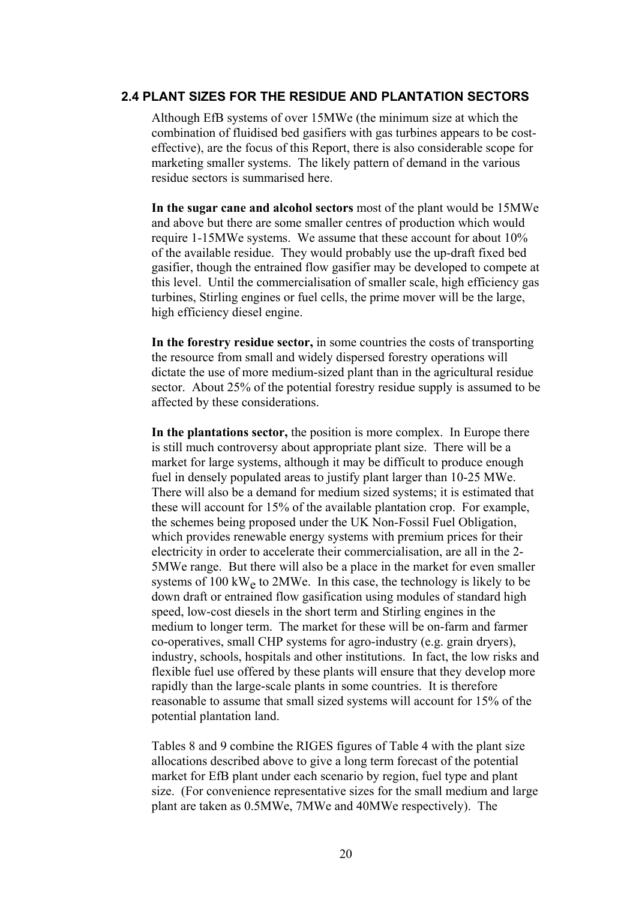## 2.4 PLANT SIZES FOR THE RESIDUE AND PLANTATION SECTORS

Although EfB systems of over 15MWe (the minimum size at which the combination of fluidised bed gasifiers with gas turbines appears to be cost-effective), are the focus of this Report, there is also considerable scope for marketing smaller systems. The likely pattern of demand in the various residue sectors is summarised here.

**In the sugar cane and alcohol sectors** most of the plant would be 15MWe and above but there are some smaller centres of production which would require 1-15MWe systems. We assume that these account for about 10% of the available residue. They would probably use the up-draft fixed bed gasifier, though the entrained flow gasifier may be developed to compete at this level. Until the commercialisation of smaller scale, high efficiency gas turbines, Stirling engines or fuel cells, the prime mover will be the large, high efficiency diesel engine.

**In the forestry residue sector,** in some countries the costs of transporting the resource from small and widely dispersed forestry operations will dictate the use of more medium-sized plant than in the agricultural residue sector. About 25% of the potential forestry residue supply is assumed to be affected by these considerations.

**In the plantations sector,** the position is more complex. In Europe there is still much controversy about appropriate plant size. There will be a market for large systems, although it may be difficult to produce enough fuel in densely populated areas to justify plant larger than 10-25 MWe. There will also be a demand for medium sized systems; it is estimated that these will account for 15% of the available plantation crop. For example, the schemes being proposed under the UK Non-Fossil Fuel Obligation, which provides renewable energy systems with premium prices for their electricity in order to accelerate their commercialisation, are all in the 2-5MWe range. But there will also be a place in the market for even smaller systems of 100 $kW_e$ to 2MWe. In this case, the technology is likely to be down draft or entrained flow gasification using modules of standard high speed, low-cost diesels in the short term and Stirling engines in the medium to longer term. The market for these will be on-farm and farmer co-operatives, small CHP systems for agro-industry (e.g. grain dryers), industry, schools, hospitals and other institutions. In fact, the low risks and flexible fuel use offered by these plants will ensure that they develop more rapidly than the large-scale plants in some countries. It is therefore reasonable to assume that small sized systems will account for 15% of the potential plantation land.

Tables 8 and 9 combine the RIGES figures of Table 4 with the plant size allocations described above to give a long term forecast of the potential market for EfB plant under each scenario by region, fuel type and plant size. (For convenience representative sizes for the small medium and large plant are taken as 0.5MWe, 7MWe and 40MWe respectively). The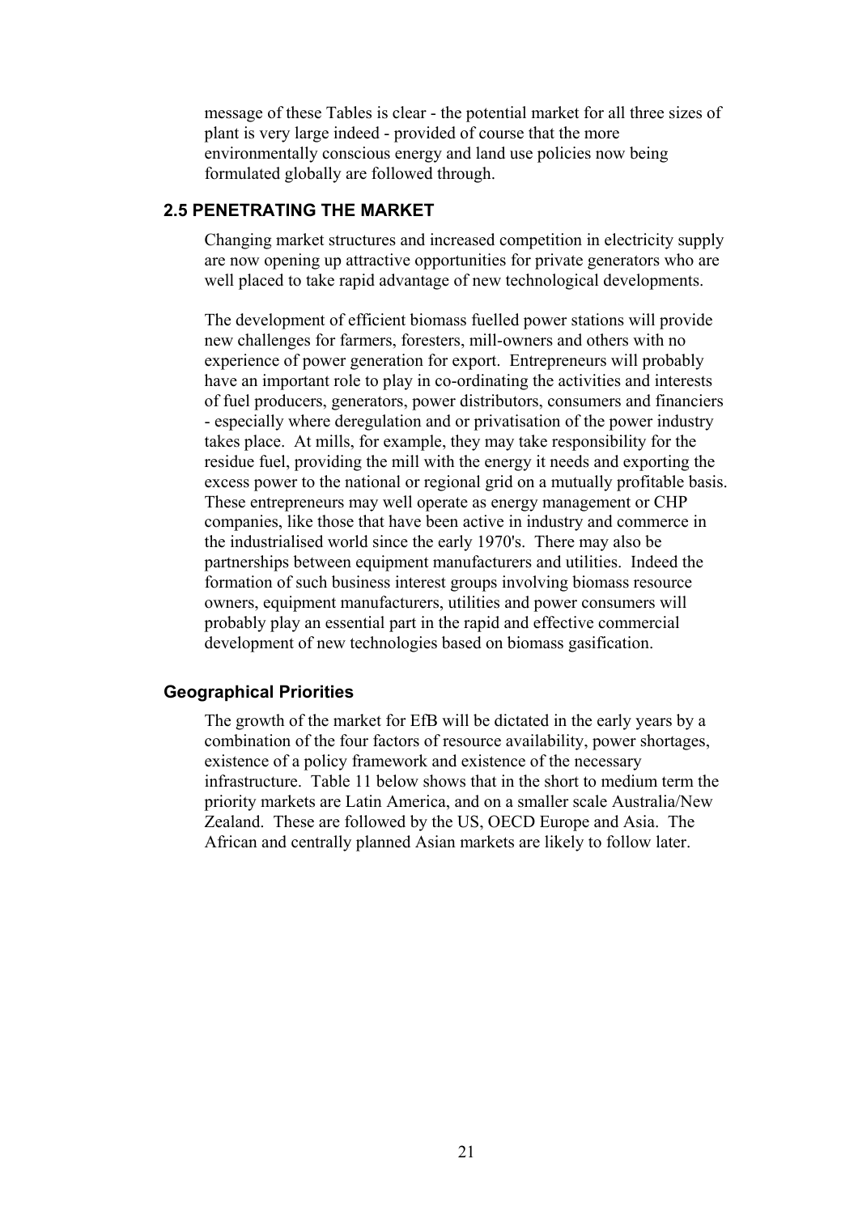message of these Tables is clear - the potential market for all three sizes of plant is very large indeed - provided of course that the more environmentally conscious energy and land use policies now being formulated globally are followed through.

## 2.5 PENETRATING THE MARKET

Changing market structures and increased competition in electricity supply are now opening up attractive opportunities for private generators who are well placed to take rapid advantage of new technological developments.

The development of efficient biomass fuelled power stations will provide new challenges for farmers, foresters, mill-owners and others with no experience of power generation for export. Entrepreneurs will probably have an important role to play in co-ordinating the activities and interests of fuel producers, generators, power distributors, consumers and financiers - especially where deregulation and or privatisation of the power industry takes place. At mills, for example, they may take responsibility for the residue fuel, providing the mill with the energy it needs and exporting the excess power to the national or regional grid on a mutually profitable basis. These entrepreneurs may well operate as energy management or CHP companies, like those that have been active in industry and commerce in the industrialised world since the early 1970's. There may also be partnerships between equipment manufacturers and utilities. Indeed the formation of such business interest groups involving biomass resource owners, equipment manufacturers, utilities and power consumers will probably play an essential part in the rapid and effective commercial development of new technologies based on biomass gasification.

### Geographical Priorities

The growth of the market for EfB will be dictated in the early years by a combination of the four factors of resource availability, power shortages, existence of a policy framework and existence of the necessary infrastructure. Table 11 below shows that in the short to medium term the priority markets are Latin America, and on a smaller scale Australia/New Zealand. These are followed by the US, OECD Europe and Asia. The African and centrally planned Asian markets are likely to follow later.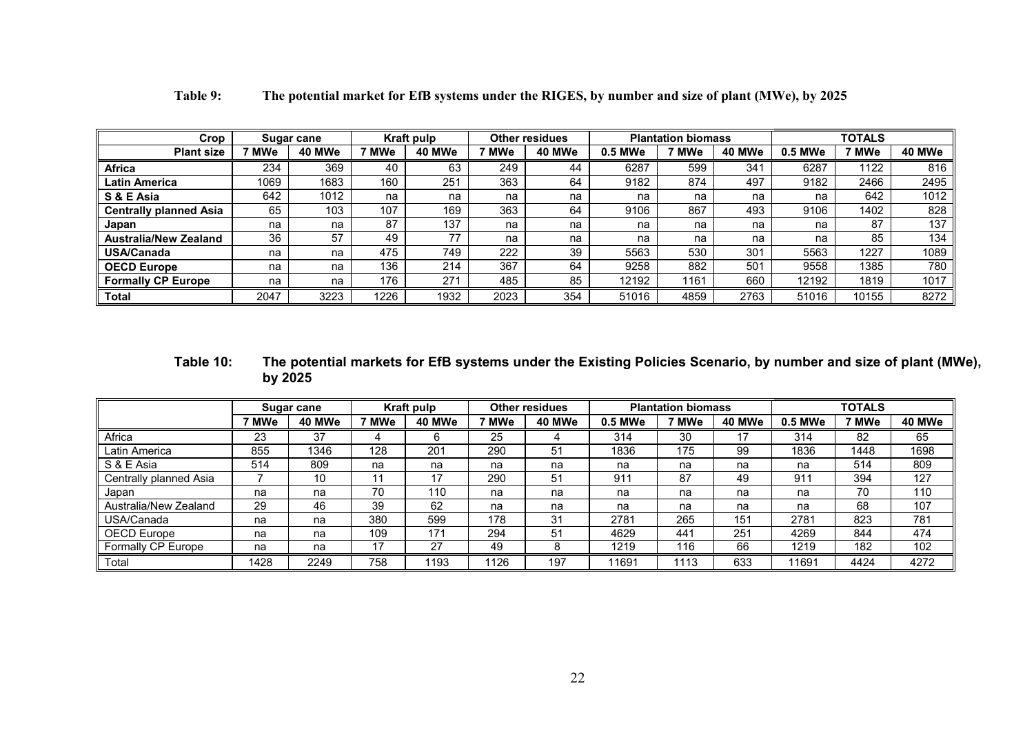**Table 9: The potential market for EfB systems under the RIGES, by number and size of plant (MWe), by 2025**

| Crop | Sugar cane | | Kraft pulp | | Other residues | | Plantation biomass | | | TOTALS | | |
|---|---|---|---|---|---|---|---|---|---|---|---|---|
| **Plant size** | **7 MWe** | **40 MWe** | **7 MWe** | **40 MWe** | **7 MWe** | **40 MWe** | **0.5 MWe** | **7 MWe** | **40 MWe** | **0.5 MWe** | **7 MWe** | **40 MWe** |
| **Africa** | 234 | 369 | 40 | 63 | 249 | 44 | 6287 | 599 | 341 | 6287 | 1122 | 816 |
| **Latin America** | 1069 | 1683 | 160 | 251 | 363 | 64 | 9182 | 874 | 497 | 9182 | 2466 | 2495 |
| **S & E Asia** | 642 | 1012 | na | na | na | na | na | na | na | na | 642 | 1012 |
| **Centrally planned Asia** | 65 | 103 | 107 | 169 | 363 | 64 | 9106 | 867 | 493 | 9106 | 1402 | 828 |
| **Japan** | na | na | 87 | 137 | na | na | na | na | na | na | 87 | 137 |
| **Australia/New Zealand** | 36 | 57 | 49 | 77 | na | na | na | na | na | na | 85 | 134 |
| **USA/Canada** | na | na | 475 | 749 | 222 | 39 | 5563 | 530 | 301 | 5563 | 1227 | 1089 |
| **OECD Europe** | na | na | 136 | 214 | 367 | 64 | 9258 | 882 | 501 | 9558 | 1385 | 780 |
| **Formally CP Europe** | na | na | 176 | 271 | 485 | 85 | 12192 | 1161 | 660 | 12192 | 1819 | 1017 |
| **Total** | 2047 | 3223 | 1226 | 1932 | 2023 | 354 | 51016 | 4859 | 2763 | 51016 | 10155 | 8272 |

**Table 10: The potential markets for EfB systems under the Existing Policies Scenario, by number and size of plant (MWe), by 2025**

| | Sugar cane | | Kraft pulp | | Other residues | | Plantation biomass | | | TOTALS | | |
|---|---|---|---|---|---|---|---|---|---|---|---|---|
| | **7 MWe** | **40 MWe** | **7 MWe** | **40 MWe** | **7 MWe** | **40 MWe** | **0.5 MWe** | **7 MWe** | **40 MWe** | **0.5 MWe** | **7 MWe** | **40 MWe** |
| Africa | 23 | 37 | 4 | 6 | 25 | 4 | 314 | 30 | 17 | 314 | 82 | 65 |
| Latin America | 855 | 1346 | 128 | 201 | 290 | 51 | 1836 | 175 | 99 | 1836 | 1448 | 1698 |
| S & E Asia | 514 | 809 | na | na | na | na | na | na | na | na | 514 | 809 |
| Centrally planned Asia | 7 | 10 | 11 | 17 | 290 | 51 | 911 | 87 | 49 | 911 | 394 | 127 |
| Japan | na | na | 70 | 110 | na | na | na | na | na | na | 70 | 110 |
| Australia/New Zealand | 29 | 46 | 39 | 62 | na | na | na | na | na | na | 68 | 107 |
| USA/Canada | na | na | 380 | 599 | 178 | 31 | 2781 | 265 | 151 | 2781 | 823 | 781 |
| OECD Europe | na | na | 109 | 171 | 294 | 51 | 4629 | 441 | 251 | 4269 | 844 | 474 |
| Formally CP Europe | na | na | 17 | 27 | 49 | 8 | 1219 | 116 | 66 | 1219 | 182 | 102 |
| Total | 1428 | 2249 | 758 | 1193 | 1126 | 197 | 11691 | 1113 | 633 | 11691 | 4424 | 4272 |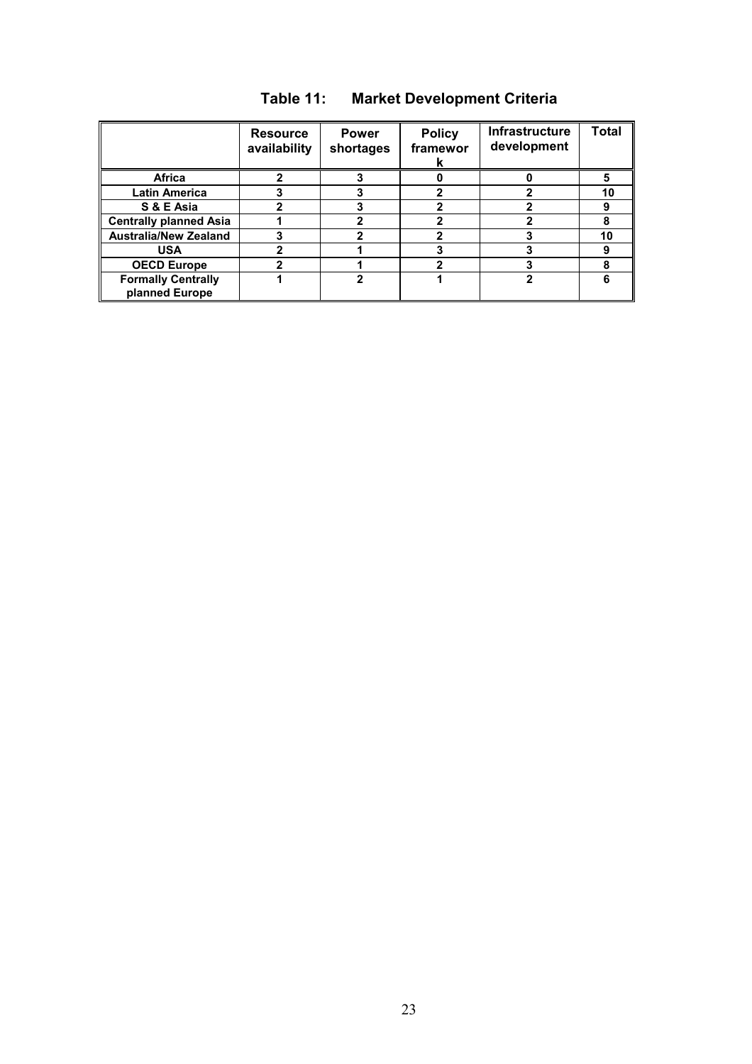**Table 11: Market Development Criteria**

| | Resource availability | Power shortages | Policy framework | Infrastructure development | Total |
|---|---|---|---|---|---|
| **Africa** | 2 | 3 | 0 | 0 | 5 |
| **Latin America** | 3 | 3 | 2 | 2 | 10 |
| **S & E Asia** | 2 | 3 | 2 | 2 | 9 |
| **Centrally planned Asia** | 1 | 2 | 2 | 2 | 8 |
| **Australia/New Zealand** | 3 | 2 | 2 | 3 | 10 |
| **USA** | 2 | 1 | 3 | 3 | 9 |
| **OECD Europe** | 2 | 1 | 2 | 3 | 8 |
| **Formally Centrally planned Europe** | 1 | 2 | 1 | 2 | 6 |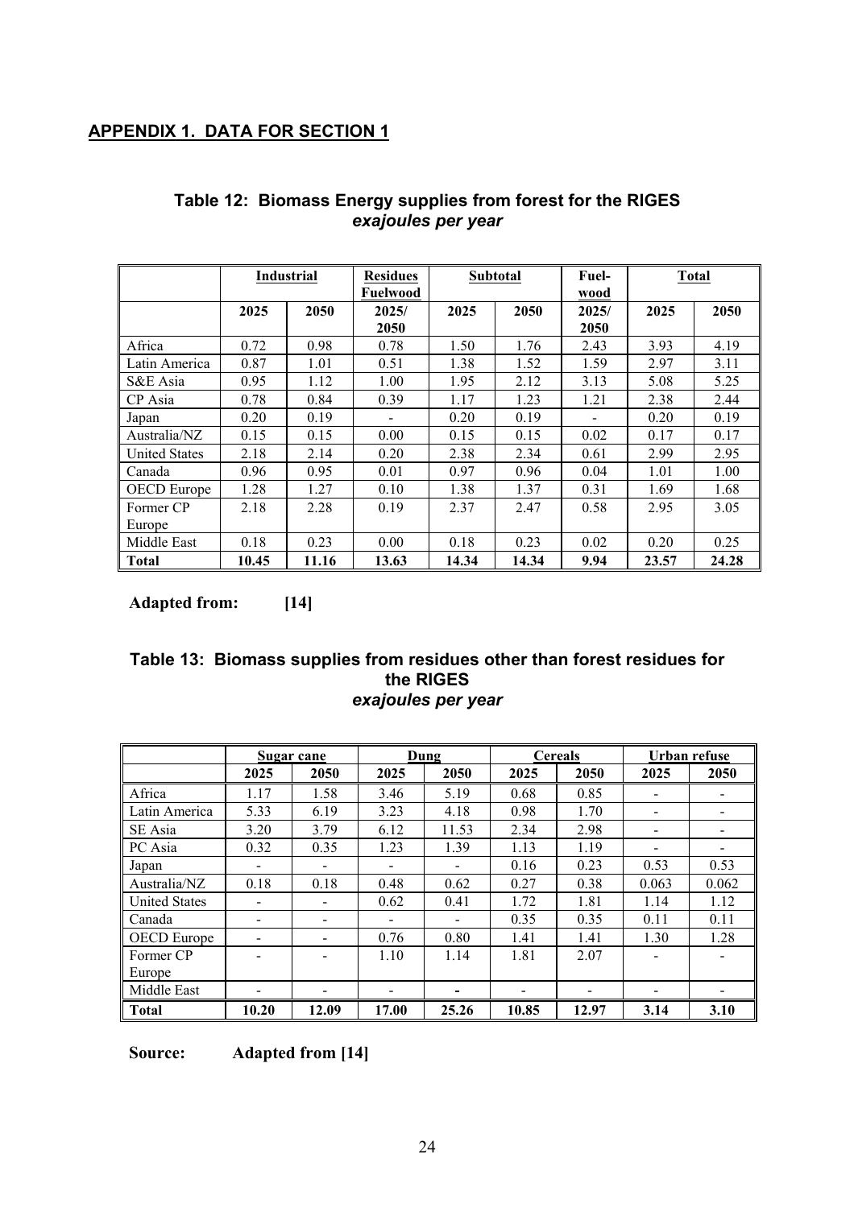## APPENDIX 1. DATA FOR SECTION 1

**Table 12: Biomass Energy supplies from forest for the RIGES**
***exajoules per year***

| | Industrial | | Residues Fuelwood | Subtotal | | Fuel-wood | Total | |
|---|---|---|---|---|---|---|---|---|
| | **2025** | **2050** | **2025/ 2050** | **2025** | **2050** | **2025/ 2050** | **2025** | **2050** |
| Africa | 0.72 | 0.98 | 0.78 | 1.50 | 1.76 | 2.43 | 3.93 | 4.19 |
| Latin America | 0.87 | 1.01 | 0.51 | 1.38 | 1.52 | 1.59 | 2.97 | 3.11 |
| S&E Asia | 0.95 | 1.12 | 1.00 | 1.95 | 2.12 | 3.13 | 5.08 | 5.25 |
| CP Asia | 0.78 | 0.84 | 0.39 | 1.17 | 1.23 | 1.21 | 2.38 | 2.44 |
| Japan | 0.20 | 0.19 | - | 0.20 | 0.19 | - | 0.20 | 0.19 |
| Australia/NZ | 0.15 | 0.15 | 0.00 | 0.15 | 0.15 | 0.02 | 0.17 | 0.17 |
| United States | 2.18 | 2.14 | 0.20 | 2.38 | 2.34 | 0.61 | 2.99 | 2.95 |
| Canada | 0.96 | 0.95 | 0.01 | 0.97 | 0.96 | 0.04 | 1.01 | 1.00 |
| OECD Europe | 1.28 | 1.27 | 0.10 | 1.38 | 1.37 | 0.31 | 1.69 | 1.68 |
| Former CP Europe | 2.18 | 2.28 | 0.19 | 2.37 | 2.47 | 0.58 | 2.95 | 3.05 |
| Middle East | 0.18 | 0.23 | 0.00 | 0.18 | 0.23 | 0.02 | 0.20 | 0.25 |
| **Total** | **10.45** | **11.16** | **13.63** | **14.34** | **14.34** | **9.94** | **23.57** | **24.28** |

**Adapted from: [14]**

**Table 13: Biomass supplies from residues other than forest residues for the RIGES**
***exajoules per year***

| | Sugar cane | | Dung | | Cereals | | Urban refuse | |
|---|---|---|---|---|---|---|---|---|
| | **2025** | **2050** | **2025** | **2050** | **2025** | **2050** | **2025** | **2050** |
| Africa | 1.17 | 1.58 | 3.46 | 5.19 | 0.68 | 0.85 | - | - |
| Latin America | 5.33 | 6.19 | 3.23 | 4.18 | 0.98 | 1.70 | - | - |
| SE Asia | 3.20 | 3.79 | 6.12 | 11.53 | 2.34 | 2.98 | - | - |
| PC Asia | 0.32 | 0.35 | 1.23 | 1.39 | 1.13 | 1.19 | - | - |
| Japan | - | - | - | - | 0.16 | 0.23 | 0.53 | 0.53 |
| Australia/NZ | 0.18 | 0.18 | 0.48 | 0.62 | 0.27 | 0.38 | 0.063 | 0.062 |
| United States | - | - | 0.62 | 0.41 | 1.72 | 1.81 | 1.14 | 1.12 |
| Canada | - | - | - | - | 0.35 | 0.35 | 0.11 | 0.11 |
| OECD Europe | - | - | 0.76 | 0.80 | 1.41 | 1.41 | 1.30 | 1.28 |
| Former CP Europe | - | - | 1.10 | 1.14 | 1.81 | 2.07 | - | - |
| Middle East | - | - | - | - | - | - | - | - |
| **Total** | **10.20** | **12.09** | **17.00** | **25.26** | **10.85** | **12.97** | **3.14** | **3.10** |

**Source: Adapted from [14]**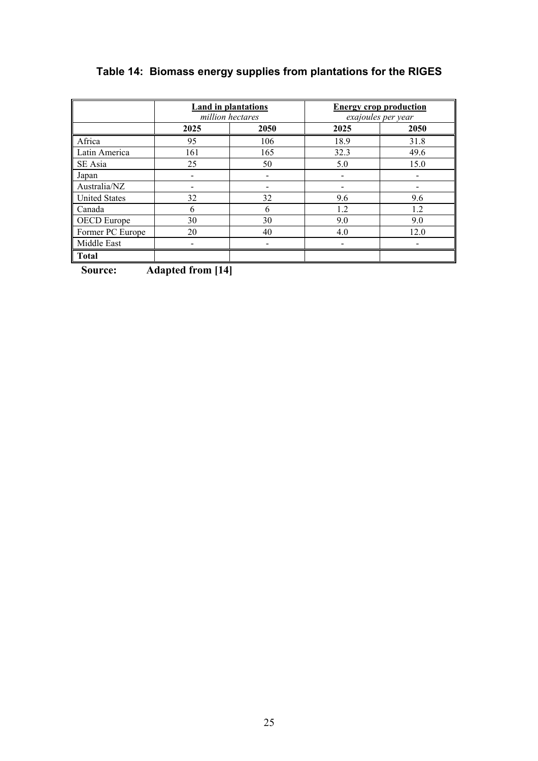**Table 14: Biomass energy supplies from plantations for the RIGES**

| | **Land in plantations** *million hectares* | | **Energy crop production** *exajoules per year* | |
|---|---|---|---|---|
| | **2025** | **2050** | **2025** | **2050** |
| Africa | 95 | 106 | 18.9 | 31.8 |
| Latin America | 161 | 165 | 32.3 | 49.6 |
| SE Asia | 25 | 50 | 5.0 | 15.0 |
| Japan | - | - | - | - |
| Australia/NZ | - | - | - | - |
| United States | 32 | 32 | 9.6 | 9.6 |
| Canada | 6 | 6 | 1.2 | 1.2 |
| OECD Europe | 30 | 30 | 9.0 | 9.0 |
| Former PC Europe | 20 | 40 | 4.0 | 12.0 |
| Middle East | - | - | - | - |
| **Total** | | | | |

**Source: Adapted from [14]**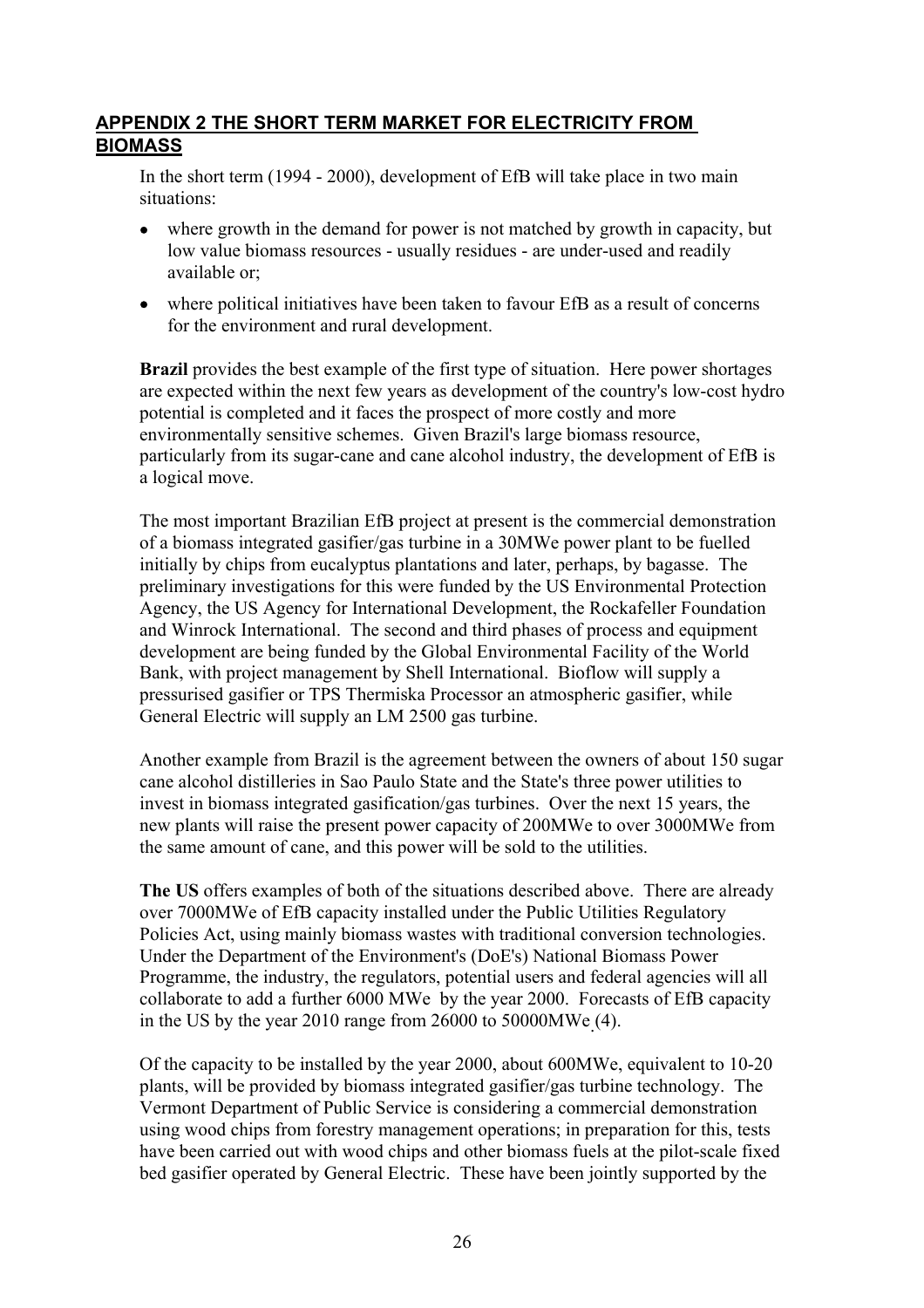## APPENDIX 2 THE SHORT TERM MARKET FOR ELECTRICITY FROM BIOMASS

In the short term (1994 - 2000), development of EfB will take place in two main situations:

- where growth in the demand for power is not matched by growth in capacity, but low value biomass resources - usually residues - are under-used and readily available or;
- where political initiatives have been taken to favour EfB as a result of concerns for the environment and rural development.

**Brazil** provides the best example of the first type of situation. Here power shortages are expected within the next few years as development of the country's low-cost hydro potential is completed and it faces the prospect of more costly and more environmentally sensitive schemes. Given Brazil's large biomass resource, particularly from its sugar-cane and cane alcohol industry, the development of EfB is a logical move.

The most important Brazilian EfB project at present is the commercial demonstration of a biomass integrated gasifier/gas turbine in a 30MWe power plant to be fuelled initially by chips from eucalyptus plantations and later, perhaps, by bagasse. The preliminary investigations for this were funded by the US Environmental Protection Agency, the US Agency for International Development, the Rockafeller Foundation and Winrock International. The second and third phases of process and equipment development are being funded by the Global Environmental Facility of the World Bank, with project management by Shell International. Bioflow will supply a pressurised gasifier or TPS Thermiska Processor an atmospheric gasifier, while General Electric will supply an LM 2500 gas turbine.

Another example from Brazil is the agreement between the owners of about 150 sugar cane alcohol distilleries in Sao Paulo State and the State's three power utilities to invest in biomass integrated gasification/gas turbines. Over the next 15 years, the new plants will raise the present power capacity of 200MWe to over 3000MWe from the same amount of cane, and this power will be sold to the utilities.

**The US** offers examples of both of the situations described above. There are already over 7000MWe of EfB capacity installed under the Public Utilities Regulatory Policies Act, using mainly biomass wastes with traditional conversion technologies. Under the Department of the Environment's (DoE's) National Biomass Power Programme, the industry, the regulators, potential users and federal agencies will all collaborate to add a further 6000 MWe by the year 2000. Forecasts of EfB capacity in the US by the year 2010 range from 26000 to 50000MWe (4).

Of the capacity to be installed by the year 2000, about 600MWe, equivalent to 10-20 plants, will be provided by biomass integrated gasifier/gas turbine technology. The Vermont Department of Public Service is considering a commercial demonstration using wood chips from forestry management operations; in preparation for this, tests have been carried out with wood chips and other biomass fuels at the pilot-scale fixed bed gasifier operated by General Electric. These have been jointly supported by the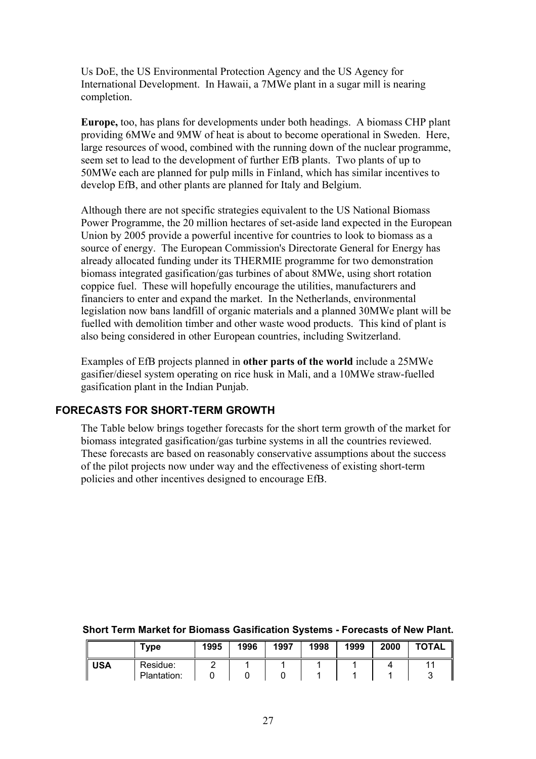Us DoE, the US Environmental Protection Agency and the US Agency for International Development. In Hawaii, a 7MWe plant in a sugar mill is nearing completion.

**Europe,** too, has plans for developments under both headings. A biomass CHP plant providing 6MWe and 9MW of heat is about to become operational in Sweden. Here, large resources of wood, combined with the running down of the nuclear programme, seem set to lead to the development of further EfB plants. Two plants of up to 50MWe each are planned for pulp mills in Finland, which has similar incentives to develop EfB, and other plants are planned for Italy and Belgium.

Although there are not specific strategies equivalent to the US National Biomass Power Programme, the 20 million hectares of set-aside land expected in the European Union by 2005 provide a powerful incentive for countries to look to biomass as a source of energy. The European Commission's Directorate General for Energy has already allocated funding under its THERMIE programme for two demonstration biomass integrated gasification/gas turbines of about 8MWe, using short rotation coppice fuel. These will hopefully encourage the utilities, manufacturers and financiers to enter and expand the market. In the Netherlands, environmental legislation now bans landfill of organic materials and a planned 30MWe plant will be fuelled with demolition timber and other waste wood products. This kind of plant is also being considered in other European countries, including Switzerland.

Examples of EfB projects planned in **other parts of the world** include a 25MWe gasifier/diesel system operating on rice husk in Mali, and a 10MWe straw-fuelled gasification plant in the Indian Punjab.

## FORECASTS FOR SHORT-TERM GROWTH

The Table below brings together forecasts for the short term growth of the market for biomass integrated gasification/gas turbine systems in all the countries reviewed. These forecasts are based on reasonably conservative assumptions about the success of the pilot projects now under way and the effectiveness of existing short-term policies and other incentives designed to encourage EfB.

**Short Term Market for Biomass Gasification Systems - Forecasts of New Plant.**

| | Type | 1995 | 1996 | 1997 | 1998 | 1999 | 2000 | TOTAL |
|---|---|---|---|---|---|---|---|---|
| **USA** | Residue: | 2 | 1 | 1 | 1 | 1 | 4 | 11 |
| | Plantation: | 0 | 0 | 0 | 1 | 1 | 1 | 3 |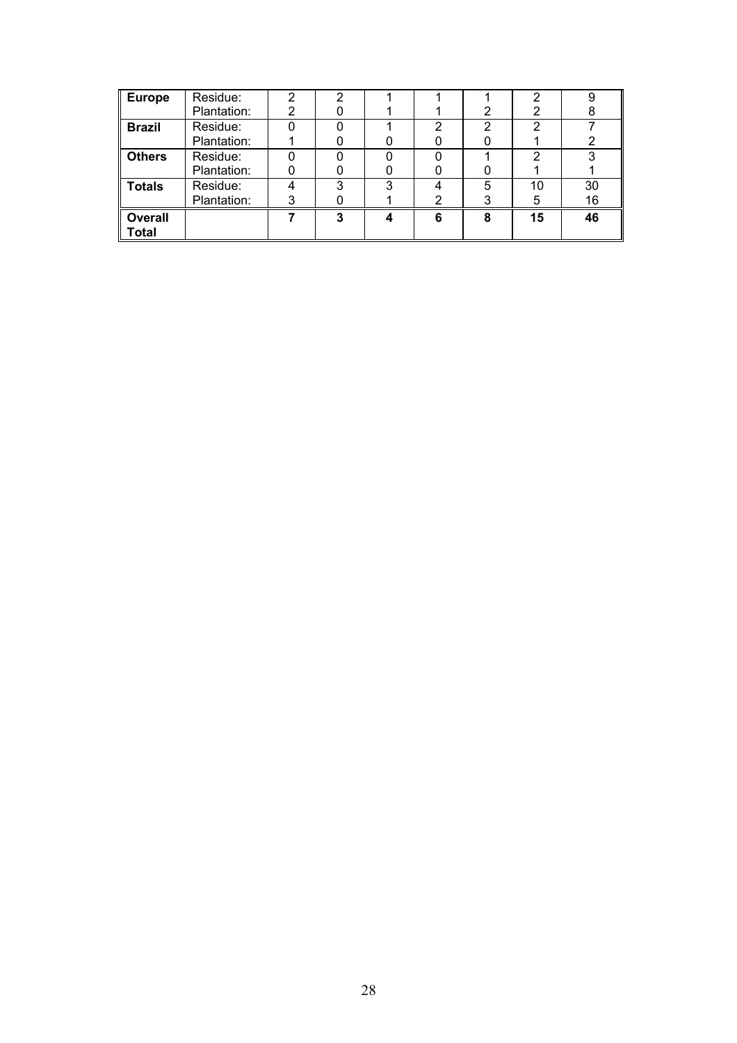| | | | | | | | | |
|---|---|---|---|---|---|---|---|---|
| **Europe** | Residue:<br>Plantation: | 2<br>2 | 2<br>0 | 1<br>1 | 1<br>1 | 1<br>2 | 2<br>2 | 9<br>8 |
| **Brazil** | Residue:<br>Plantation: | 0<br>1 | 0<br>0 | 1<br>0 | 2<br>0 | 2<br>0 | 2<br>1 | 7<br>2 |
| **Others** | Residue:<br>Plantation: | 0<br>0 | 0<br>0 | 0<br>0 | 0<br>0 | 1<br>0 | 2<br>1 | 3<br>1 |
| **Totals** | Residue:<br>Plantation: | 4<br>3 | 3<br>0 | 3<br>1 | 4<br>2 | 5<br>3 | 10<br>5 | 30<br>16 |
| **Overall Total** | | **7** | **3** | **4** | **6** | **8** | **15** | **46** |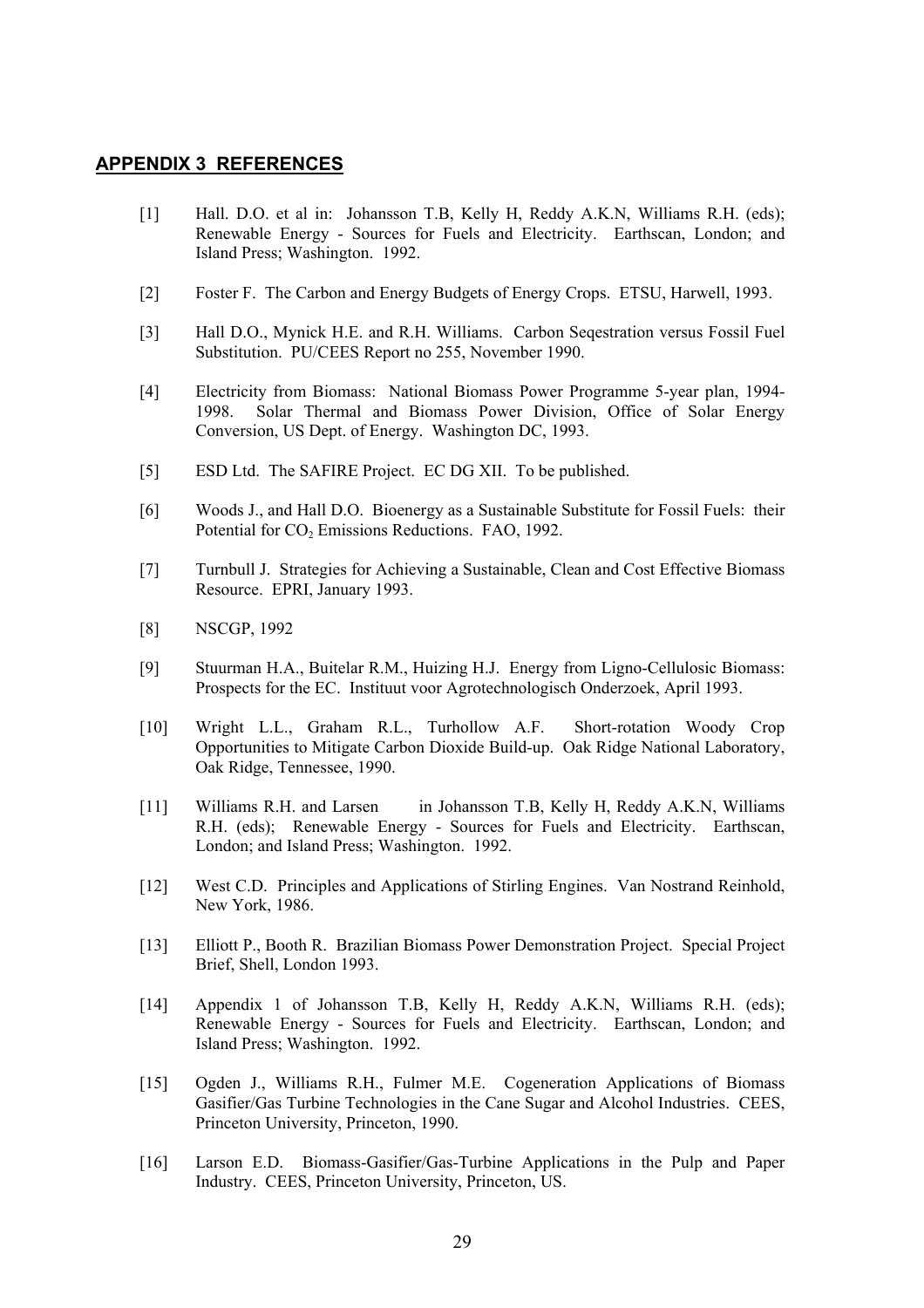## APPENDIX 3 REFERENCES

[1] Hall. D.O. et al in: Johansson T.B, Kelly H, Reddy A.K.N, Williams R.H. (eds); Renewable Energy - Sources for Fuels and Electricity. Earthscan, London; and Island Press; Washington. 1992.

[2] Foster F. The Carbon and Energy Budgets of Energy Crops. ETSU, Harwell, 1993.

[3] Hall D.O., Mynick H.E. and R.H. Williams. Carbon Seqestration versus Fossil Fuel Substitution. PU/CEES Report no 255, November 1990.

[4] Electricity from Biomass: National Biomass Power Programme 5-year plan, 1994-1998. Solar Thermal and Biomass Power Division, Office of Solar Energy Conversion, US Dept. of Energy. Washington DC, 1993.

[5] ESD Ltd. The SAFIRE Project. EC DG XII. To be published.

[6] Woods J., and Hall D.O. Bioenergy as a Sustainable Substitute for Fossil Fuels: their Potential for $CO_2$ Emissions Reductions. FAO, 1992.

[7] Turnbull J. Strategies for Achieving a Sustainable, Clean and Cost Effective Biomass Resource. EPRI, January 1993.

[8] NSCGP, 1992

[9] Stuurman H.A., Buitelar R.M., Huizing H.J. Energy from Ligno-Cellulosic Biomass: Prospects for the EC. Instituut voor Agrotechnologisch Onderzoek, April 1993.

[10] Wright L.L., Graham R.L., Turhollow A.F. Short-rotation Woody Crop Opportunities to Mitigate Carbon Dioxide Build-up. Oak Ridge National Laboratory, Oak Ridge, Tennessee, 1990.

[11] Williams R.H. and Larsen in Johansson T.B, Kelly H, Reddy A.K.N, Williams R.H. (eds); Renewable Energy - Sources for Fuels and Electricity. Earthscan, London; and Island Press; Washington. 1992.

[12] West C.D. Principles and Applications of Stirling Engines. Van Nostrand Reinhold, New York, 1986.

[13] Elliott P., Booth R. Brazilian Biomass Power Demonstration Project. Special Project Brief, Shell, London 1993.

[14] Appendix 1 of Johansson T.B, Kelly H, Reddy A.K.N, Williams R.H. (eds); Renewable Energy - Sources for Fuels and Electricity. Earthscan, London; and Island Press; Washington. 1992.

[15] Ogden J., Williams R.H., Fulmer M.E. Cogeneration Applications of Biomass Gasifier/Gas Turbine Technologies in the Cane Sugar and Alcohol Industries. CEES, Princeton University, Princeton, 1990.

[16] Larson E.D. Biomass-Gasifier/Gas-Turbine Applications in the Pulp and Paper Industry. CEES, Princeton University, Princeton, US.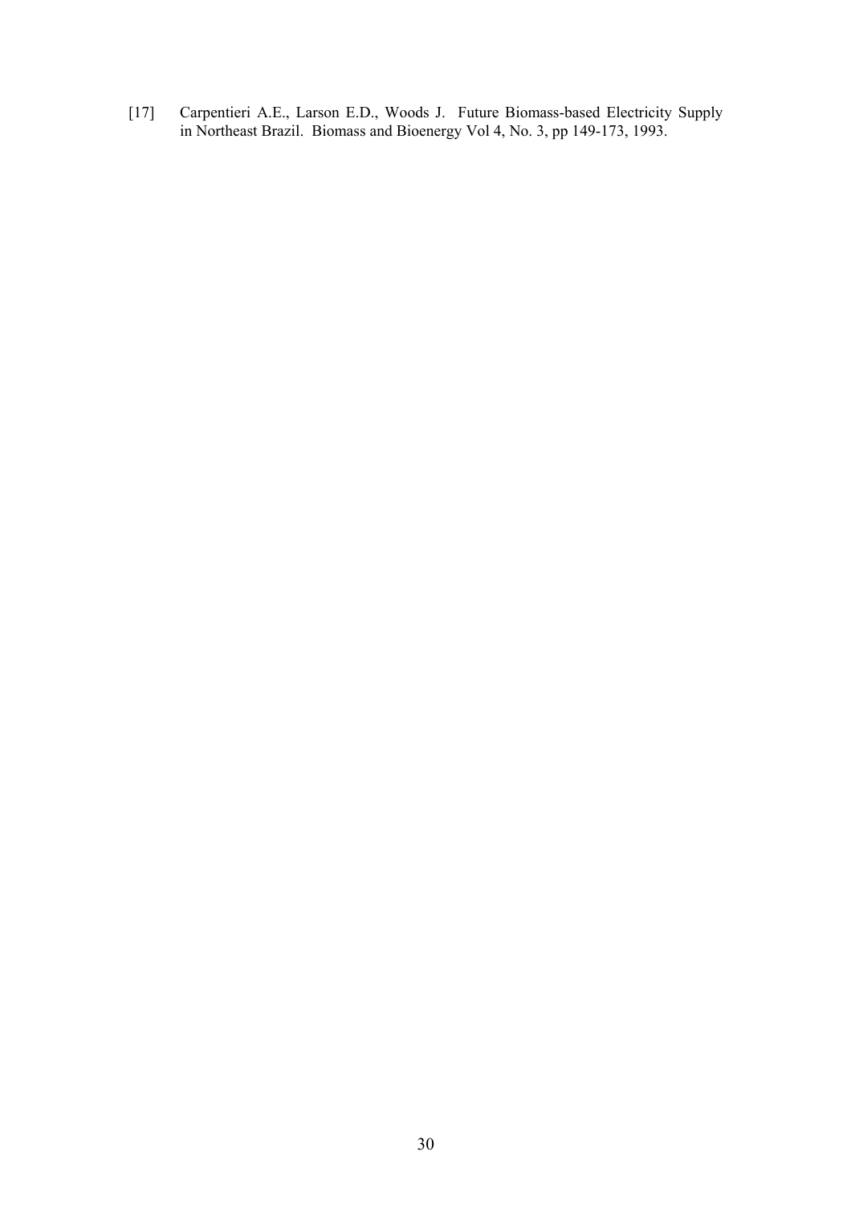[17] Carpentieri A.E., Larson E.D., Woods J. Future Biomass-based Electricity Supply in Northeast Brazil. Biomass and Bioenergy Vol 4, No. 3, pp 149-173, 1993.